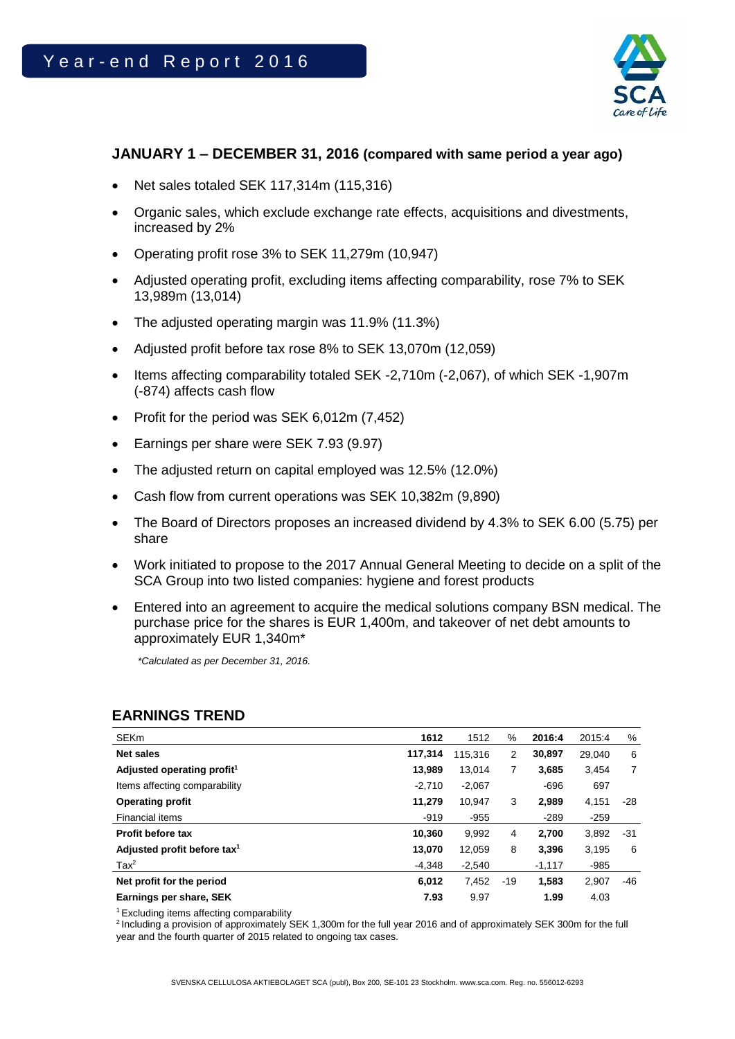# Year-end Report 2016

## JANUARY 1 – DECEMBER 31, 2016 (compared with same period a year ago)

- Net sales totaled SEK 117,314m (115,316)
- Organic sales, which exclude exchange rate effects, acquisitions and divestments, increased by 2%
- Operating profit rose 3% to SEK 11,279m (10,947)
- Adjusted operating profit, excluding items affecting comparability, rose 7% to SEK 13,989m (13,014)
- The adjusted operating margin was 11.9% (11.3%)
- Adjusted profit before tax rose 8% to SEK 13,070m (12,059)
- Items affecting comparability totaled SEK -2,710m (-2,067), of which SEK -1,907m (-874) affects cash flow
- Profit for the period was SEK 6,012m (7,452)
- Earnings per share were SEK 7.93 (9.97)
- The adjusted return on capital employed was 12.5% (12.0%)
- Cash flow from current operations was SEK 10,382m (9,890)
- The Board of Directors proposes an increased dividend by 4.3% to SEK 6.00 (5.75) per share
- Work initiated to propose to the 2017 Annual General Meeting to decide on a split of the SCA Group into two listed companies: hygiene and forest products
- Entered into an agreement to acquire the medical solutions company BSN medical. The purchase price for the shares is EUR 1,400m, and takeover of net debt amounts to approximately EUR 1,340m*

*\*Calculated as per December 31, 2016.*

## EARNINGS TREND

| SEKm | 1612 | 1512 | % | 2016:4 | 2015:4 | % |
|---|---|---|---|---|---|---|
| **Net sales** | **117,314** | 115,316 | 2 | **30,897** | 29,040 | 6 |
| **Adjusted operating profit**[1] | **13,989** | 13,014 | 7 | **3,685** | 3,454 | 7 |
| Items affecting comparability | -2,710 | -2,067 | | -696 | 697 | |
| **Operating profit** | **11,279** | 10,947 | 3 | **2,989** | 4,151 | -28 |
| Financial items | -919 | -955 | | -289 | -259 | |
| **Profit before tax** | **10,360** | 9,992 | 4 | **2,700** | 3,892 | -31 |
| **Adjusted profit before tax**[1] | **13,070** | 12,059 | 8 | **3,396** | 3,195 | 6 |
| Tax[2] | -4,348 | -2,540 | | -1,117 | -985 | |
| **Net profit for the period** | **6,012** | 7,452 | -19 | **1,583** | 2,907 | -46 |
| **Earnings per share, SEK** | **7.93** | 9.97 | | **1.99** | 4.03 | |

[1] Excluding items affecting comparability

[2] Including a provision of approximately SEK 1,300m for the full year 2016 and of approximately SEK 300m for the full year and the fourth quarter of 2015 related to ongoing tax cases.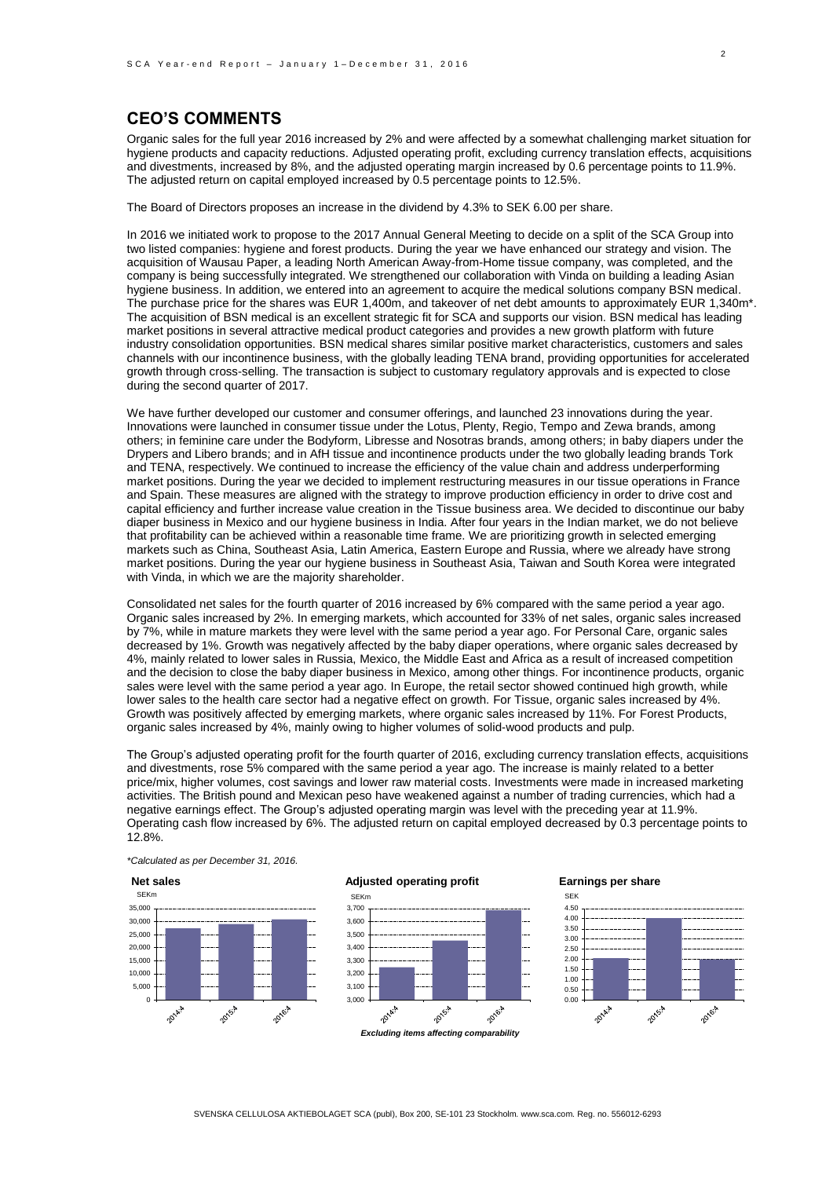## CEO'S COMMENTS

Organic sales for the full year 2016 increased by 2% and were affected by a somewhat challenging market situation for hygiene products and capacity reductions. Adjusted operating profit, excluding currency translation effects, acquisitions and divestments, increased by 8%, and the adjusted operating margin increased by 0.6 percentage points to 11.9%. The adjusted return on capital employed increased by 0.5 percentage points to 12.5%.

The Board of Directors proposes an increase in the dividend by 4.3% to SEK 6.00 per share.

In 2016 we initiated work to propose to the 2017 Annual General Meeting to decide on a split of the SCA Group into two listed companies: hygiene and forest products. During the year we have enhanced our strategy and vision. The acquisition of Wausau Paper, a leading North American Away-from-Home tissue company, was completed, and the company is being successfully integrated. We strengthened our collaboration with Vinda on building a leading Asian hygiene business. In addition, we entered into an agreement to acquire the medical solutions company BSN medical. The purchase price for the shares was EUR 1,400m, and takeover of net debt amounts to approximately EUR 1,340m*. The acquisition of BSN medical is an excellent strategic fit for SCA and supports our vision. BSN medical has leading market positions in several attractive medical product categories and provides a new growth platform with future industry consolidation opportunities. BSN medical shares similar positive market characteristics, customers and sales channels with our incontinence business, with the globally leading TENA brand, providing opportunities for accelerated growth through cross-selling. The transaction is subject to customary regulatory approvals and is expected to close during the second quarter of 2017.

We have further developed our customer and consumer offerings, and launched 23 innovations during the year. Innovations were launched in consumer tissue under the Lotus, Plenty, Regio, Tempo and Zewa brands, among others; in feminine care under the Bodyform, Libresse and Nosotras brands, among others; in baby diapers under the Drypers and Libero brands; and in AfH tissue and incontinence products under the two globally leading brands Tork and TENA, respectively. We continued to increase the efficiency of the value chain and address underperforming market positions. During the year we decided to implement restructuring measures in our tissue operations in France and Spain. These measures are aligned with the strategy to improve production efficiency in order to drive cost and capital efficiency and further increase value creation in the Tissue business area. We decided to discontinue our baby diaper business in Mexico and our hygiene business in India. After four years in the Indian market, we do not believe that profitability can be achieved within a reasonable time frame. We are prioritizing growth in selected emerging markets such as China, Southeast Asia, Latin America, Eastern Europe and Russia, where we already have strong market positions. During the year our hygiene business in Southeast Asia, Taiwan and South Korea were integrated with Vinda, in which we are the majority shareholder.

Consolidated net sales for the fourth quarter of 2016 increased by 6% compared with the same period a year ago. Organic sales increased by 2%. In emerging markets, which accounted for 33% of net sales, organic sales increased by 7%, while in mature markets they were level with the same period a year ago. For Personal Care, organic sales decreased by 1%. Growth was negatively affected by the baby diaper operations, where organic sales decreased by 4%, mainly related to lower sales in Russia, Mexico, the Middle East and Africa as a result of increased competition and the decision to close the baby diaper business in Mexico, among other things. For incontinence products, organic sales were level with the same period a year ago. In Europe, the retail sector showed continued high growth, while lower sales to the health care sector had a negative effect on growth. For Tissue, organic sales increased by 4%. Growth was positively affected by emerging markets, where organic sales increased by 11%. For Forest Products, organic sales increased by 4%, mainly owing to higher volumes of solid-wood products and pulp.

The Group's adjusted operating profit for the fourth quarter of 2016, excluding currency translation effects, acquisitions and divestments, rose 5% compared with the same period a year ago. The increase is mainly related to a better price/mix, higher volumes, cost savings and lower raw material costs. Investments were made in increased marketing activities. The British pound and Mexican peso have weakened against a number of trading currencies, which had a negative earnings effect. The Group's adjusted operating margin was level with the preceding year at 11.9%. Operating cash flow increased by 6%. The adjusted return on capital employed decreased by 0.3 percentage points to 12.8%.

*\*Calculated as per December 31, 2016.*

**Net sales**

SEKm

**Adjusted operating profit**

SEKm

*Excluding items affecting comparability*

**Earnings per share**

SEK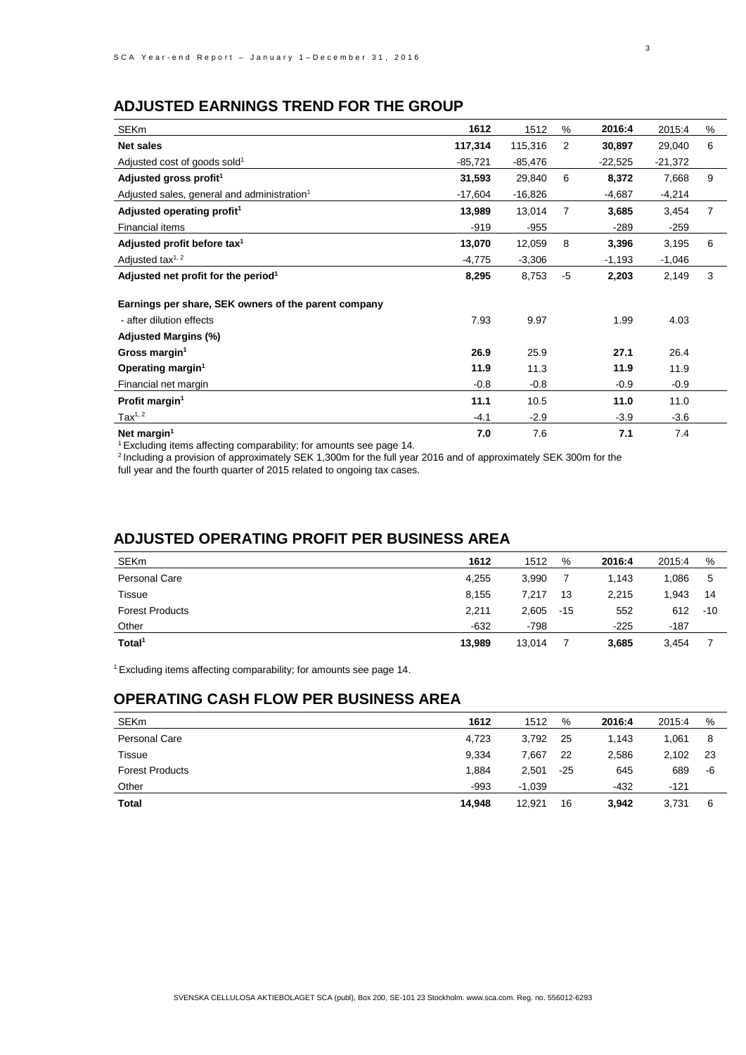## ADJUSTED EARNINGS TREND FOR THE GROUP

| SEKm | **1612** | 1512 | % | **2016:4** | 2015:4 | % |
|---|---|---|---|---|---|---|
| **Net sales** | **117,314** | 115,316 | 2 | **30,897** | 29,040 | 6 |
| Adjusted cost of goods sold[1] | -85,721 | -85,476 | | -22,525 | -21,372 | |
| **Adjusted gross profit[1]** | **31,593** | 29,840 | 6 | **8,372** | 7,668 | 9 |
| Adjusted sales, general and administration[1] | -17,604 | -16,826 | | -4,687 | -4,214 | |
| **Adjusted operating profit[1]** | **13,989** | 13,014 | 7 | **3,685** | 3,454 | 7 |
| Financial items | -919 | -955 | | -289 | -259 | |
| **Adjusted profit before tax[1]** | **13,070** | 12,059 | 8 | **3,396** | 3,195 | 6 |
| Adjusted tax[1, 2] | -4,775 | -3,306 | | -1,193 | -1,046 | |
| **Adjusted net profit for the period[1]** | **8,295** | 8,753 | -5 | **2,203** | 2,149 | 3 |
| | | | | | | |
| **Earnings per share, SEK owners of the parent company** | | | | | | |
| - after dilution effects | 7.93 | 9.97 | | 1.99 | 4.03 | |
| **Adjusted Margins (%)** | | | | | | |
| **Gross margin[1]** | **26.9** | 25.9 | | **27.1** | 26.4 | |
| **Operating margin[1]** | **11.9** | 11.3 | | **11.9** | 11.9 | |
| Financial net margin | -0.8 | -0.8 | | -0.9 | -0.9 | |
| **Profit margin[1]** | **11.1** | 10.5 | | **11.0** | 11.0 | |
| Tax[1, 2] | -4.1 | -2.9 | | -3.9 | -3.6 | |
| **Net margin[1]** | **7.0** | 7.6 | | **7.1** | 7.4 | |

[1] Excluding items affecting comparability; for amounts see page 14.
[2] Including a provision of approximately SEK 1,300m for the full year 2016 and of approximately SEK 300m for the full year and the fourth quarter of 2015 related to ongoing tax cases.

## ADJUSTED OPERATING PROFIT PER BUSINESS AREA

| SEKm | **1612** | 1512 | % | **2016:4** | 2015:4 | % |
|---|---|---|---|---|---|---|
| Personal Care | 4,255 | 3,990 | 7 | 1,143 | 1,086 | 5 |
| Tissue | 8,155 | 7,217 | 13 | 2,215 | 1,943 | 14 |
| Forest Products | 2,211 | 2,605 | -15 | 552 | 612 | -10 |
| Other | -632 | -798 | | -225 | -187 | |
| **Total[1]** | **13,989** | 13,014 | 7 | **3,685** | 3,454 | 7 |

[1] Excluding items affecting comparability; for amounts see page 14.

## OPERATING CASH FLOW PER BUSINESS AREA

| SEKm | **1612** | 1512 | % | **2016:4** | 2015:4 | % |
|---|---|---|---|---|---|---|
| Personal Care | 4,723 | 3,792 | 25 | 1,143 | 1,061 | 8 |
| Tissue | 9,334 | 7,667 | 22 | 2,586 | 2,102 | 23 |
| Forest Products | 1,884 | 2,501 | -25 | 645 | 689 | -6 |
| Other | -993 | -1,039 | | -432 | -121 | |
| **Total** | **14,948** | 12,921 | 16 | **3,942** | 3,731 | 6 |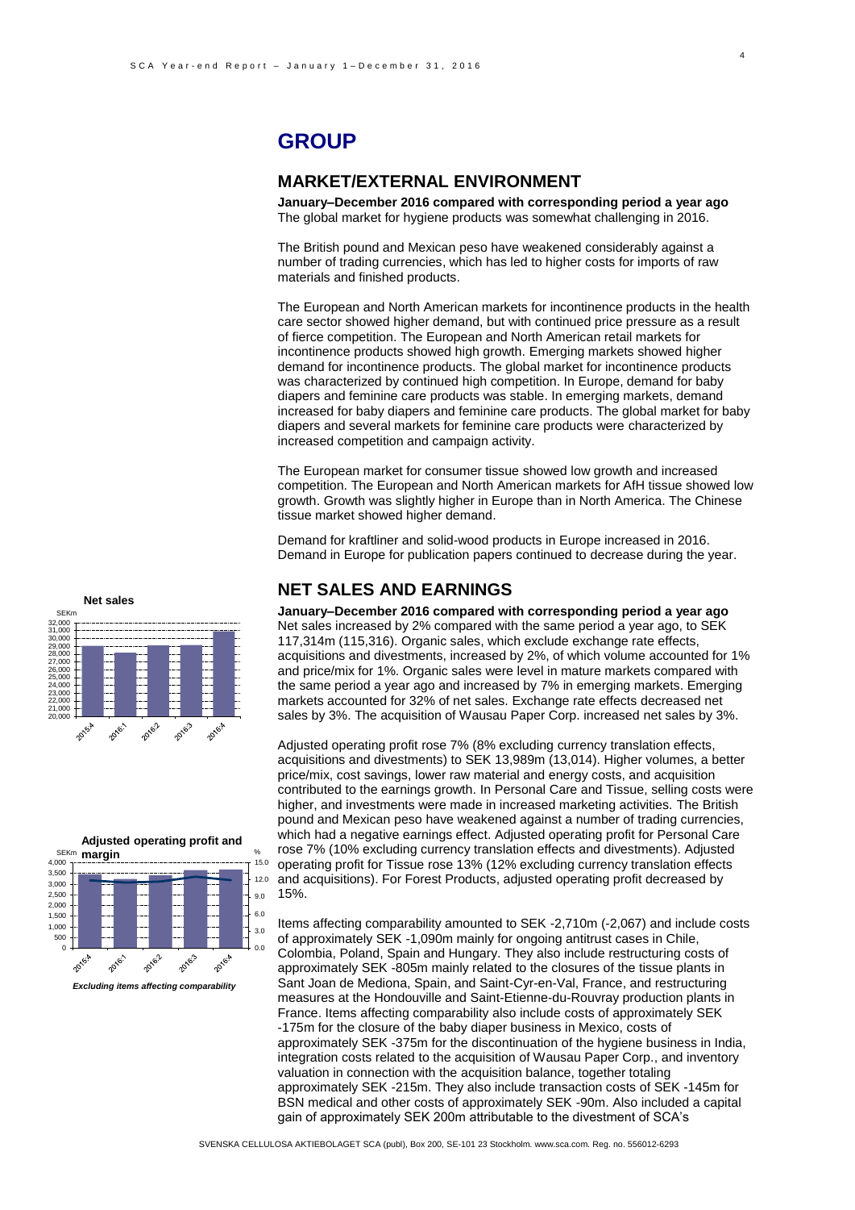# GROUP

## MARKET/EXTERNAL ENVIRONMENT

**January–December 2016 compared with corresponding period a year ago**
The global market for hygiene products was somewhat challenging in 2016.

The British pound and Mexican peso have weakened considerably against a number of trading currencies, which has led to higher costs for imports of raw materials and finished products.

The European and North American markets for incontinence products in the health care sector showed higher demand, but with continued price pressure as a result of fierce competition. The European and North American retail markets for incontinence products showed high growth. Emerging markets showed higher demand for incontinence products. The global market for incontinence products was characterized by continued high competition. In Europe, demand for baby diapers and feminine care products was stable. In emerging markets, demand increased for baby diapers and feminine care products. The global market for baby diapers and several markets for feminine care products were characterized by increased competition and campaign activity.

The European market for consumer tissue showed low growth and increased competition. The European and North American markets for AfH tissue showed low growth. Growth was slightly higher in Europe than in North America. The Chinese tissue market showed higher demand.

Demand for kraftliner and solid-wood products in Europe increased in 2016. Demand in Europe for publication papers continued to decrease during the year.

## NET SALES AND EARNINGS

**Net sales**

SEKm

**Adjusted operating profit and margin**

SEKm %

*Excluding items affecting comparability*

**January–December 2016 compared with corresponding period a year ago**
Net sales increased by 2% compared with the same period a year ago, to SEK 117,314m (115,316). Organic sales, which exclude exchange rate effects, acquisitions and divestments, increased by 2%, of which volume accounted for 1% and price/mix for 1%. Organic sales were level in mature markets compared with the same period a year ago and increased by 7% in emerging markets. Emerging markets accounted for 32% of net sales. Exchange rate effects decreased net sales by 3%. The acquisition of Wausau Paper Corp. increased net sales by 3%.

Adjusted operating profit rose 7% (8% excluding currency translation effects, acquisitions and divestments) to SEK 13,989m (13,014). Higher volumes, a better price/mix, cost savings, lower raw material and energy costs, and acquisition contributed to the earnings growth. In Personal Care and Tissue, selling costs were higher, and investments were made in increased marketing activities. The British pound and Mexican peso have weakened against a number of trading currencies, which had a negative earnings effect. Adjusted operating profit for Personal Care rose 7% (10% excluding currency translation effects and divestments). Adjusted operating profit for Tissue rose 13% (12% excluding currency translation effects and acquisitions). For Forest Products, adjusted operating profit decreased by 15%.

Items affecting comparability amounted to SEK -2,710m (-2,067) and include costs of approximately SEK -1,090m mainly for ongoing antitrust cases in Chile, Colombia, Poland, Spain and Hungary. They also include restructuring costs of approximately SEK -805m mainly related to the closures of the tissue plants in Sant Joan de Mediona, Spain, and Saint-Cyr-en-Val, France, and restructuring measures at the Hondouville and Saint-Etienne-du-Rouvray production plants in France. Items affecting comparability also include costs of approximately SEK -175m for the closure of the baby diaper business in Mexico, costs of approximately SEK -375m for the discontinuation of the hygiene business in India, integration costs related to the acquisition of Wausau Paper Corp., and inventory valuation in connection with the acquisition balance, together totaling approximately SEK -215m. They also include transaction costs of SEK -145m for BSN medical and other costs of approximately SEK -90m. Also included a capital gain of approximately SEK 200m attributable to the divestment of SCA's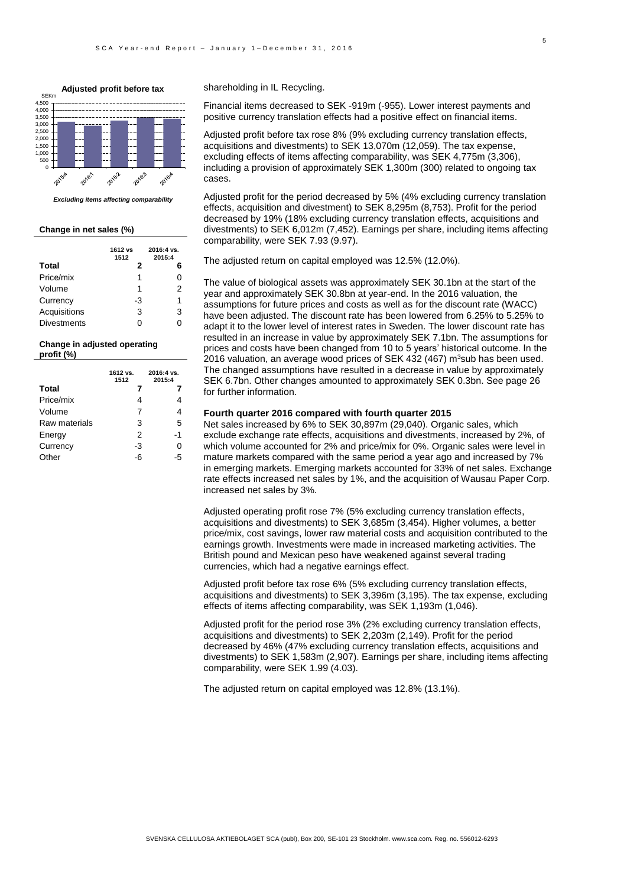**Adjusted profit before tax**

*Excluding items affecting comparability*

**Change in net sales (%)**

| | 1612 vs 1512 | 2016:4 vs. 2015:4 |
|---|---|---|
| **Total** | **2** | **6** |
| Price/mix | 1 | 0 |
| Volume | 1 | 2 |
| Currency | -3 | 1 |
| Acquisitions | 3 | 3 |
| Divestments | 0 | 0 |

**Change in adjusted operating profit (%)**

| | 1612 vs. 1512 | 2016:4 vs. 2015:4 |
|---|---|---|
| **Total** | **7** | **7** |
| Price/mix | 4 | 4 |
| Volume | 7 | 4 |
| Raw materials | 3 | 5 |
| Energy | 2 | -1 |
| Currency | -3 | 0 |
| Other | -6 | -5 |

shareholding in IL Recycling.

Financial items decreased to SEK -919m (-955). Lower interest payments and positive currency translation effects had a positive effect on financial items.

Adjusted profit before tax rose 8% (9% excluding currency translation effects, acquisitions and divestments) to SEK 13,070m (12,059). The tax expense, excluding effects of items affecting comparability, was SEK 4,775m (3,306), including a provision of approximately SEK 1,300m (300) related to ongoing tax cases.

Adjusted profit for the period decreased by 5% (4% excluding currency translation effects, acquisition and divestment) to SEK 8,295m (8,753). Profit for the period decreased by 19% (18% excluding currency translation effects, acquisitions and divestments) to SEK 6,012m (7,452). Earnings per share, including items affecting comparability, were SEK 7.93 (9.97).

The adjusted return on capital employed was 12.5% (12.0%).

The value of biological assets was approximately SEK 30.1bn at the start of the year and approximately SEK 30.8bn at year-end. In the 2016 valuation, the assumptions for future prices and costs as well as for the discount rate (WACC) have been adjusted. The discount rate has been lowered from 6.25% to 5.25% to adapt it to the lower level of interest rates in Sweden. The lower discount rate has resulted in an increase in value by approximately SEK 7.1bn. The assumptions for prices and costs have been changed from 10 to 5 years' historical outcome. In the 2016 valuation, an average wood prices of SEK 432 (467) $m^3$sub has been used. The changed assumptions have resulted in a decrease in value by approximately SEK 6.7bn. Other changes amounted to approximately SEK 0.3bn. See page 26 for further information.

### Fourth quarter 2016 compared with fourth quarter 2015

Net sales increased by 6% to SEK 30,897m (29,040). Organic sales, which exclude exchange rate effects, acquisitions and divestments, increased by 2%, of which volume accounted for 2% and price/mix for 0%. Organic sales were level in mature markets compared with the same period a year ago and increased by 7% in emerging markets. Emerging markets accounted for 33% of net sales. Exchange rate effects increased net sales by 1%, and the acquisition of Wausau Paper Corp. increased net sales by 3%.

Adjusted operating profit rose 7% (5% excluding currency translation effects, acquisitions and divestments) to SEK 3,685m (3,454). Higher volumes, a better price/mix, cost savings, lower raw material costs and acquisition contributed to the earnings growth. Investments were made in increased marketing activities. The British pound and Mexican peso have weakened against several trading currencies, which had a negative earnings effect.

Adjusted profit before tax rose 6% (5% excluding currency translation effects, acquisitions and divestments) to SEK 3,396m (3,195). The tax expense, excluding effects of items affecting comparability, was SEK 1,193m (1,046).

Adjusted profit for the period rose 3% (2% excluding currency translation effects, acquisitions and divestments) to SEK 2,203m (2,149). Profit for the period decreased by 46% (47% excluding currency translation effects, acquisitions and divestments) to SEK 1,583m (2,907). Earnings per share, including items affecting comparability, were SEK 1.99 (4.03).

The adjusted return on capital employed was 12.8% (13.1%).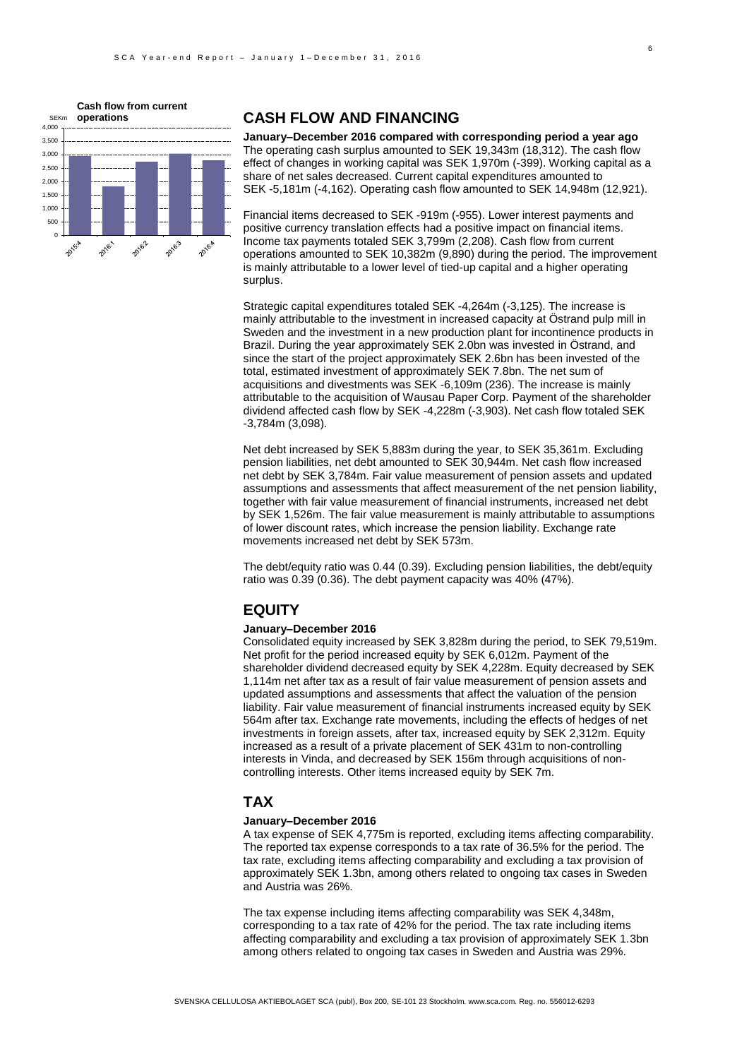**Cash flow from current operations**

## CASH FLOW AND FINANCING

**January–December 2016 compared with corresponding period a year ago**

The operating cash surplus amounted to SEK 19,343m (18,312). The cash flow effect of changes in working capital was SEK 1,970m (-399). Working capital as a share of net sales decreased. Current capital expenditures amounted to SEK -5,181m (-4,162). Operating cash flow amounted to SEK 14,948m (12,921).

Financial items decreased to SEK -919m (-955). Lower interest payments and positive currency translation effects had a positive impact on financial items. Income tax payments totaled SEK 3,799m (2,208). Cash flow from current operations amounted to SEK 10,382m (9,890) during the period. The improvement is mainly attributable to a lower level of tied-up capital and a higher operating surplus.

Strategic capital expenditures totaled SEK -4,264m (-3,125). The increase is mainly attributable to the investment in increased capacity at Östrand pulp mill in Sweden and the investment in a new production plant for incontinence products in Brazil. During the year approximately SEK 2.0bn was invested in Östrand, and since the start of the project approximately SEK 2.6bn has been invested of the total, estimated investment of approximately SEK 7.8bn. The net sum of acquisitions and divestments was SEK -6,109m (236). The increase is mainly attributable to the acquisition of Wausau Paper Corp. Payment of the shareholder dividend affected cash flow by SEK -4,228m (-3,903). Net cash flow totaled SEK -3,784m (3,098).

Net debt increased by SEK 5,883m during the year, to SEK 35,361m. Excluding pension liabilities, net debt amounted to SEK 30,944m. Net cash flow increased net debt by SEK 3,784m. Fair value measurement of pension assets and updated assumptions and assessments that affect measurement of the net pension liability, together with fair value measurement of financial instruments, increased net debt by SEK 1,526m. The fair value measurement is mainly attributable to assumptions of lower discount rates, which increase the pension liability. Exchange rate movements increased net debt by SEK 573m.

The debt/equity ratio was 0.44 (0.39). Excluding pension liabilities, the debt/equity ratio was 0.39 (0.36). The debt payment capacity was 40% (47%).

## EQUITY

**January–December 2016**

Consolidated equity increased by SEK 3,828m during the period, to SEK 79,519m. Net profit for the period increased equity by SEK 6,012m. Payment of the shareholder dividend decreased equity by SEK 4,228m. Equity decreased by SEK 1,114m net after tax as a result of fair value measurement of pension assets and updated assumptions and assessments that affect the valuation of the pension liability. Fair value measurement of financial instruments increased equity by SEK 564m after tax. Exchange rate movements, including the effects of hedges of net investments in foreign assets, after tax, increased equity by SEK 2,312m. Equity increased as a result of a private placement of SEK 431m to non-controlling interests in Vinda, and decreased by SEK 156m through acquisitions of non-controlling interests. Other items increased equity by SEK 7m.

## TAX

**January–December 2016**

A tax expense of SEK 4,775m is reported, excluding items affecting comparability. The reported tax expense corresponds to a tax rate of 36.5% for the period. The tax rate, excluding items affecting comparability and excluding a tax provision of approximately SEK 1.3bn, among others related to ongoing tax cases in Sweden and Austria was 26%.

The tax expense including items affecting comparability was SEK 4,348m, corresponding to a tax rate of 42% for the period. The tax rate including items affecting comparability and excluding a tax provision of approximately SEK 1.3bn among others related to ongoing tax cases in Sweden and Austria was 29%.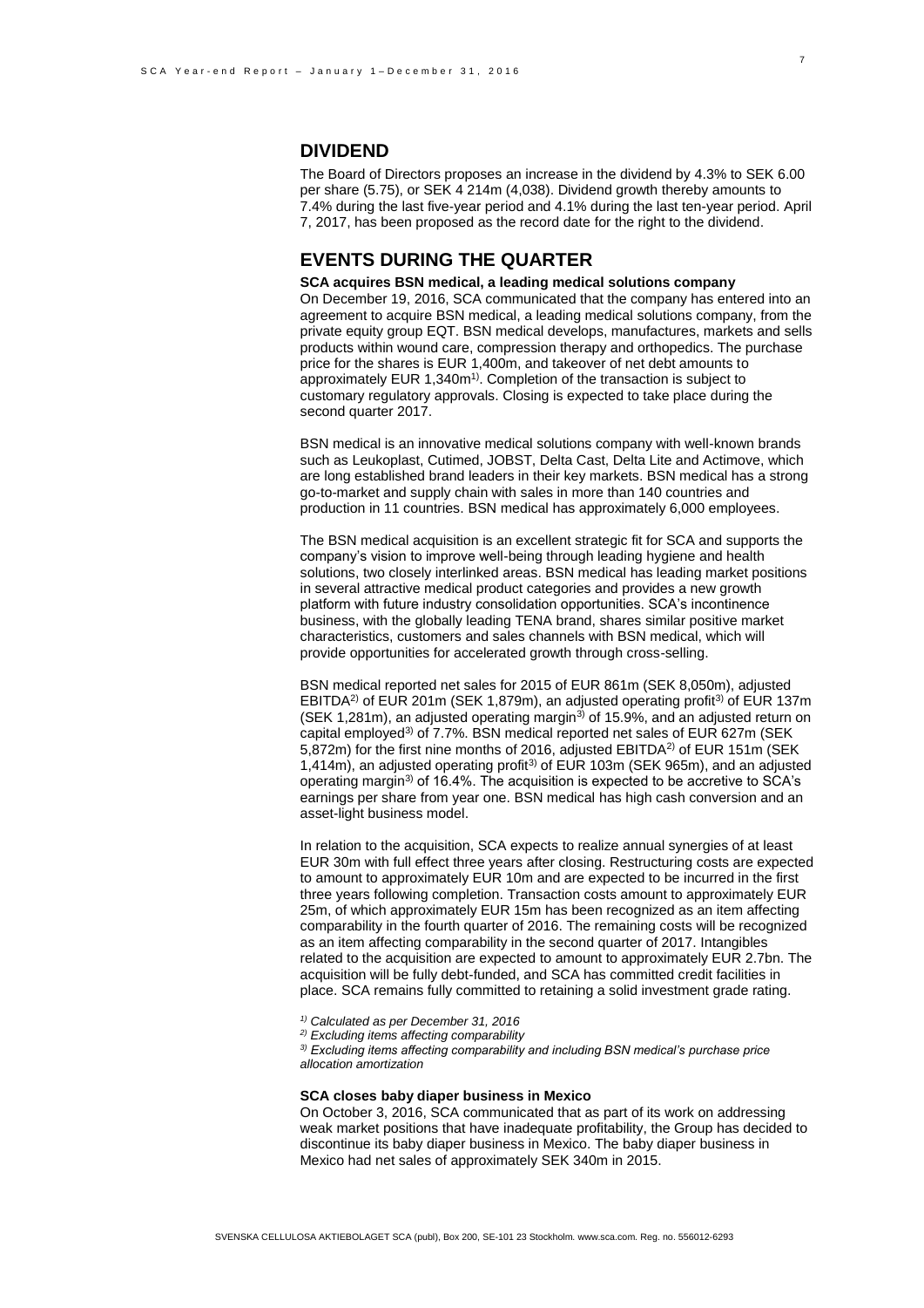## DIVIDEND

The Board of Directors proposes an increase in the dividend by 4.3% to SEK 6.00 per share (5.75), or SEK 4 214m (4,038). Dividend growth thereby amounts to 7.4% during the last five-year period and 4.1% during the last ten-year period. April 7, 2017, has been proposed as the record date for the right to the dividend.

## EVENTS DURING THE QUARTER

**SCA acquires BSN medical, a leading medical solutions company**

On December 19, 2016, SCA communicated that the company has entered into an agreement to acquire BSN medical, a leading medical solutions company, from the private equity group EQT. BSN medical develops, manufactures, markets and sells products within wound care, compression therapy and orthopedics. The purchase price for the shares is EUR 1,400m, and takeover of net debt amounts to approximately EUR 1,340m[1]. Completion of the transaction is subject to customary regulatory approvals. Closing is expected to take place during the second quarter 2017.

BSN medical is an innovative medical solutions company with well-known brands such as Leukoplast, Cutimed, JOBST, Delta Cast, Delta Lite and Actimove, which are long established brand leaders in their key markets. BSN medical has a strong go-to-market and supply chain with sales in more than 140 countries and production in 11 countries. BSN medical has approximately 6,000 employees.

The BSN medical acquisition is an excellent strategic fit for SCA and supports the company's vision to improve well-being through leading hygiene and health solutions, two closely interlinked areas. BSN medical has leading market positions in several attractive medical product categories and provides a new growth platform with future industry consolidation opportunities. SCA's incontinence business, with the globally leading TENA brand, shares similar positive market characteristics, customers and sales channels with BSN medical, which will provide opportunities for accelerated growth through cross-selling.

BSN medical reported net sales for 2015 of EUR 861m (SEK 8,050m), adjusted EBITDA[2] of EUR 201m (SEK 1,879m), an adjusted operating profit[3] of EUR 137m (SEK 1,281m), an adjusted operating margin[3] of 15.9%, and an adjusted return on capital employed[3] of 7.7%. BSN medical reported net sales of EUR 627m (SEK 5,872m) for the first nine months of 2016, adjusted EBITDA[2] of EUR 151m (SEK 1,414m), an adjusted operating profit[3] of EUR 103m (SEK 965m), and an adjusted operating margin[3] of 16.4%. The acquisition is expected to be accretive to SCA's earnings per share from year one. BSN medical has high cash conversion and an asset-light business model.

In relation to the acquisition, SCA expects to realize annual synergies of at least EUR 30m with full effect three years after closing. Restructuring costs are expected to amount to approximately EUR 10m and are expected to be incurred in the first three years following completion. Transaction costs amount to approximately EUR 25m, of which approximately EUR 15m has been recognized as an item affecting comparability in the fourth quarter of 2016. The remaining costs will be recognized as an item affecting comparability in the second quarter of 2017. Intangibles related to the acquisition are expected to amount to approximately EUR 2.7bn. The acquisition will be fully debt-funded, and SCA has committed credit facilities in place. SCA remains fully committed to retaining a solid investment grade rating.

*[1] Calculated as per December 31, 2016*
*[2] Excluding items affecting comparability*
*[3] Excluding items affecting comparability and including BSN medical's purchase price allocation amortization*

**SCA closes baby diaper business in Mexico**

On October 3, 2016, SCA communicated that as part of its work on addressing weak market positions that have inadequate profitability, the Group has decided to discontinue its baby diaper business in Mexico. The baby diaper business in Mexico had net sales of approximately SEK 340m in 2015.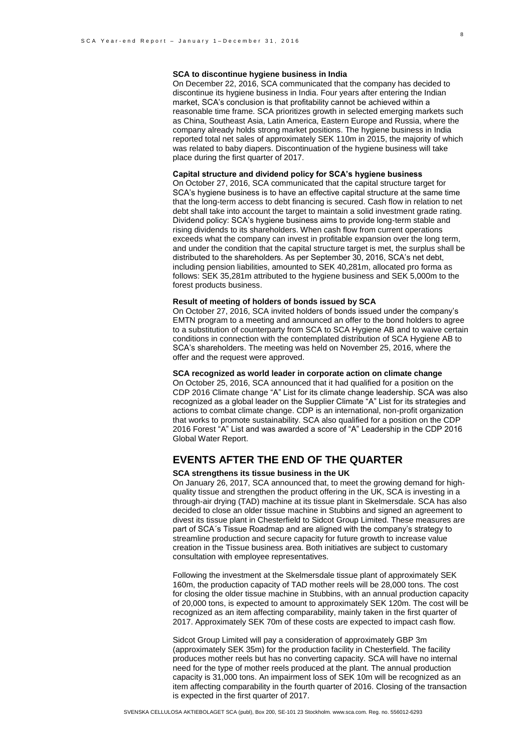**SCA to discontinue hygiene business in India**

On December 22, 2016, SCA communicated that the company has decided to discontinue its hygiene business in India. Four years after entering the Indian market, SCA's conclusion is that profitability cannot be achieved within a reasonable time frame. SCA prioritizes growth in selected emerging markets such as China, Southeast Asia, Latin America, Eastern Europe and Russia, where the company already holds strong market positions. The hygiene business in India reported total net sales of approximately SEK 110m in 2015, the majority of which was related to baby diapers. Discontinuation of the hygiene business will take place during the first quarter of 2017.

**Capital structure and dividend policy for SCA's hygiene business**

On October 27, 2016, SCA communicated that the capital structure target for SCA's hygiene business is to have an effective capital structure at the same time that the long-term access to debt financing is secured. Cash flow in relation to net debt shall take into account the target to maintain a solid investment grade rating. Dividend policy: SCA's hygiene business aims to provide long-term stable and rising dividends to its shareholders. When cash flow from current operations exceeds what the company can invest in profitable expansion over the long term, and under the condition that the capital structure target is met, the surplus shall be distributed to the shareholders. As per September 30, 2016, SCA's net debt, including pension liabilities, amounted to SEK 40,281m, allocated pro forma as follows: SEK 35,281m attributed to the hygiene business and SEK 5,000m to the forest products business.

**Result of meeting of holders of bonds issued by SCA**

On October 27, 2016, SCA invited holders of bonds issued under the company's EMTN program to a meeting and announced an offer to the bond holders to agree to a substitution of counterparty from SCA to SCA Hygiene AB and to waive certain conditions in connection with the contemplated distribution of SCA Hygiene AB to SCA's shareholders. The meeting was held on November 25, 2016, where the offer and the request were approved.

**SCA recognized as world leader in corporate action on climate change**

On October 25, 2016, SCA announced that it had qualified for a position on the CDP 2016 Climate change "A" List for its climate change leadership. SCA was also recognized as a global leader on the Supplier Climate "A" List for its strategies and actions to combat climate change. CDP is an international, non-profit organization that works to promote sustainability. SCA also qualified for a position on the CDP 2016 Forest "A" List and was awarded a score of "A" Leadership in the CDP 2016 Global Water Report.

## EVENTS AFTER THE END OF THE QUARTER

**SCA strengthens its tissue business in the UK**

On January 26, 2017, SCA announced that, to meet the growing demand for high-quality tissue and strengthen the product offering in the UK, SCA is investing in a through-air drying (TAD) machine at its tissue plant in Skelmersdale. SCA has also decided to close an older tissue machine in Stubbins and signed an agreement to divest its tissue plant in Chesterfield to Sidcot Group Limited. These measures are part of SCA´s Tissue Roadmap and are aligned with the company's strategy to streamline production and secure capacity for future growth to increase value creation in the Tissue business area. Both initiatives are subject to customary consultation with employee representatives.

Following the investment at the Skelmersdale tissue plant of approximately SEK 160m, the production capacity of TAD mother reels will be 28,000 tons. The cost for closing the older tissue machine in Stubbins, with an annual production capacity of 20,000 tons, is expected to amount to approximately SEK 120m. The cost will be recognized as an item affecting comparability, mainly taken in the first quarter of 2017. Approximately SEK 70m of these costs are expected to impact cash flow.

Sidcot Group Limited will pay a consideration of approximately GBP 3m (approximately SEK 35m) for the production facility in Chesterfield. The facility produces mother reels but has no converting capacity. SCA will have no internal need for the type of mother reels produced at the plant. The annual production capacity is 31,000 tons. An impairment loss of SEK 10m will be recognized as an item affecting comparability in the fourth quarter of 2016. Closing of the transaction is expected in the first quarter of 2017.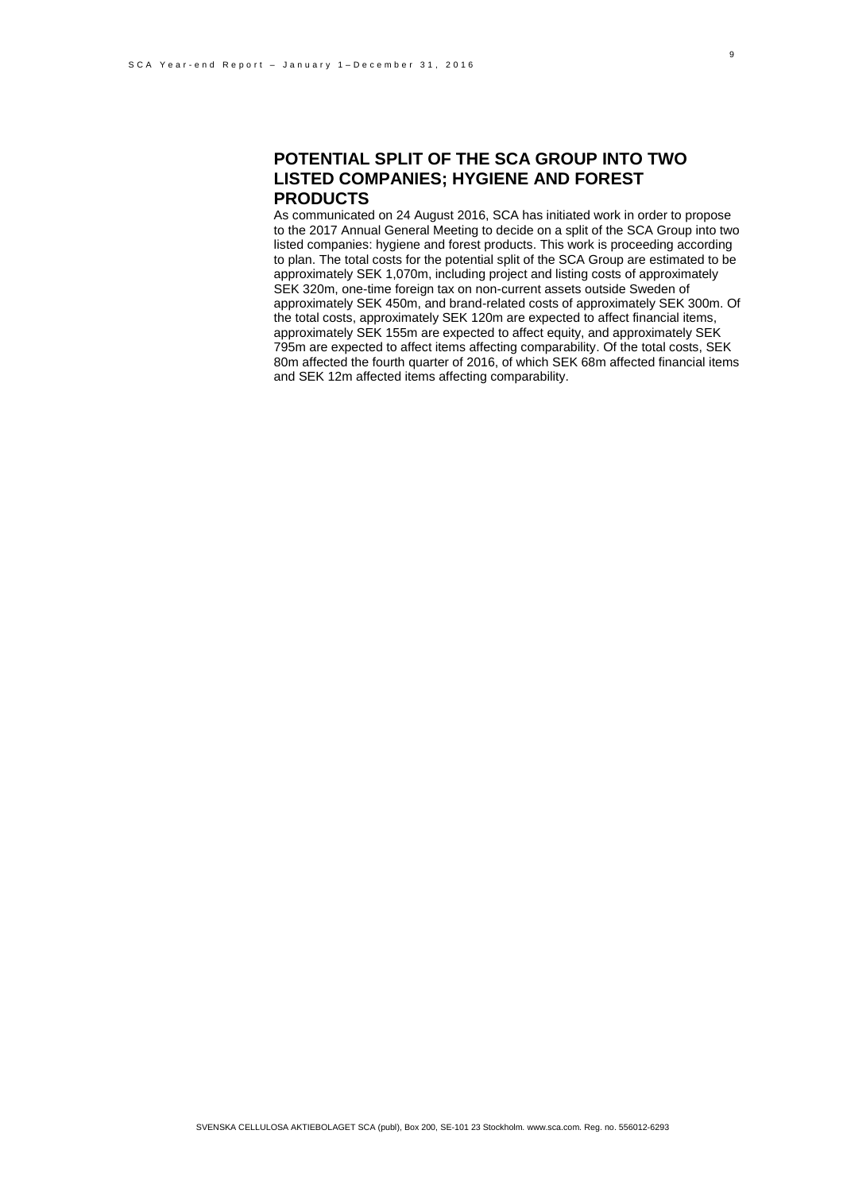## POTENTIAL SPLIT OF THE SCA GROUP INTO TWO LISTED COMPANIES; HYGIENE AND FOREST PRODUCTS

As communicated on 24 August 2016, SCA has initiated work in order to propose to the 2017 Annual General Meeting to decide on a split of the SCA Group into two listed companies: hygiene and forest products. This work is proceeding according to plan. The total costs for the potential split of the SCA Group are estimated to be approximately SEK 1,070m, including project and listing costs of approximately SEK 320m, one-time foreign tax on non-current assets outside Sweden of approximately SEK 450m, and brand-related costs of approximately SEK 300m. Of the total costs, approximately SEK 120m are expected to affect financial items, approximately SEK 155m are expected to affect equity, and approximately SEK 795m are expected to affect items affecting comparability. Of the total costs, SEK 80m affected the fourth quarter of 2016, of which SEK 68m affected financial items and SEK 12m affected items affecting comparability.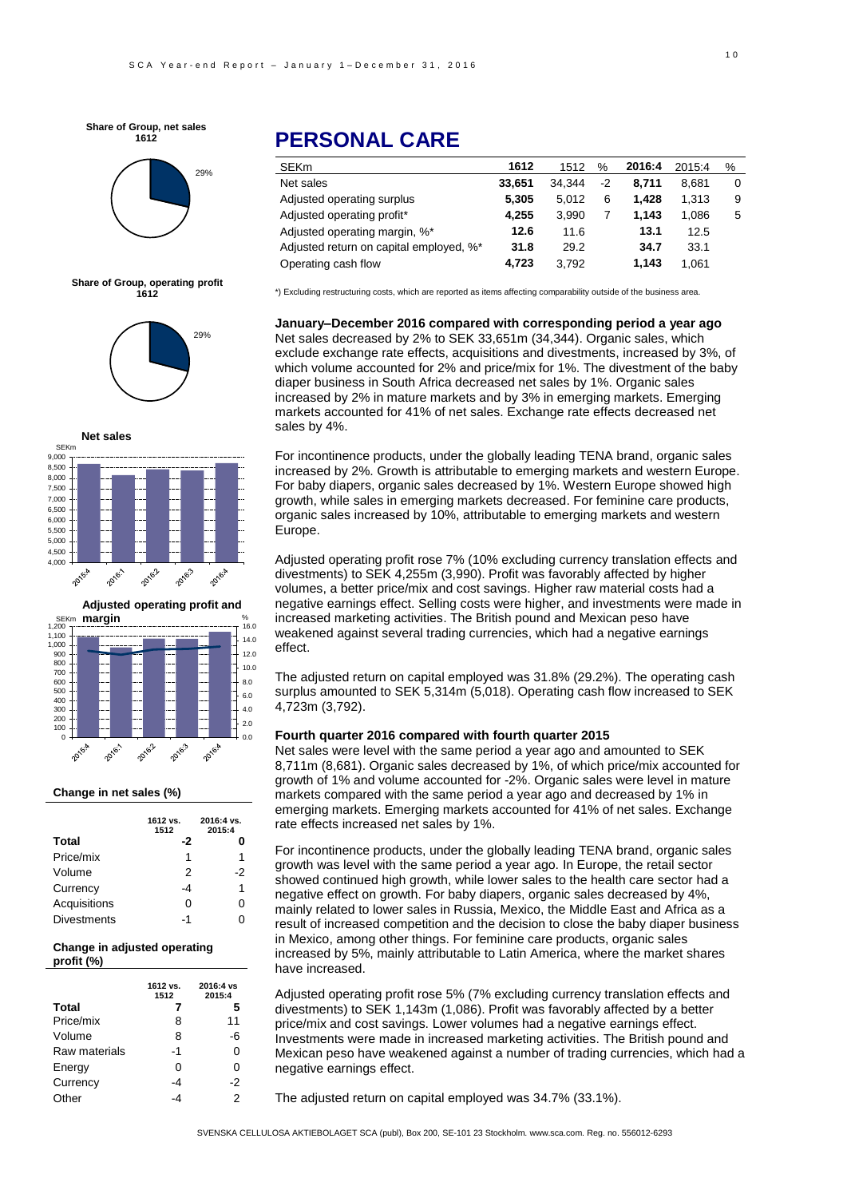# PERSONAL CARE

| SEKm | 1612 | 1512 | % | 2016:4 | 2015:4 | % |
|---|---|---|---|---|---|---|
| Net sales | **33,651** | 34,344 | -2 | **8,711** | 8,681 | 0 |
| Adjusted operating surplus | **5,305** | 5,012 | 6 | **1,428** | 1,313 | 9 |
| Adjusted operating profit* | **4,255** | 3,990 | 7 | **1,143** | 1,086 | 5 |
| Adjusted operating margin, %* | **12.6** | 11.6 | | **13.1** | 12.5 | |
| Adjusted return on capital employed, %* | **31.8** | 29.2 | | **34.7** | 33.1 | |
| Operating cash flow | **4,723** | 3,792 | | **1,143** | 1,061 | |

*) Excluding restructuring costs, which are reported as items affecting comparability outside of the business area.

**Share of Group, net sales 1612**

29%

**Share of Group, operating profit 1612**

29%

**Net sales**

**Adjusted operating profit and margin**

**Change in net sales (%)**

| | 1612 vs. 1512 | 2016:4 vs. 2015:4 |
|---|---|---|
| **Total** | **-2** | **0** |
| Price/mix | 1 | 1 |
| Volume | 2 | -2 |
| Currency | -4 | 1 |
| Acquisitions | 0 | 0 |
| Divestments | -1 | 0 |

**Change in adjusted operating profit (%)**

| | 1612 vs. 1512 | 2016:4 vs 2015:4 |
|---|---|---|
| **Total** | **7** | **5** |
| Price/mix | 8 | 11 |
| Volume | 8 | -6 |
| Raw materials | -1 | 0 |
| Energy | 0 | 0 |
| Currency | -4 | -2 |
| Other | -4 | 2 |

**January–December 2016 compared with corresponding period a year ago**

Net sales decreased by 2% to SEK 33,651m (34,344). Organic sales, which exclude exchange rate effects, acquisitions and divestments, increased by 3%, of which volume accounted for 2% and price/mix for 1%. The divestment of the baby diaper business in South Africa decreased net sales by 1%. Organic sales increased by 2% in mature markets and by 3% in emerging markets. Emerging markets accounted for 41% of net sales. Exchange rate effects decreased net sales by 4%.

For incontinence products, under the globally leading TENA brand, organic sales increased by 2%. Growth is attributable to emerging markets and western Europe. For baby diapers, organic sales decreased by 1%. Western Europe showed high growth, while sales in emerging markets decreased. For feminine care products, organic sales increased by 10%, attributable to emerging markets and western Europe.

Adjusted operating profit rose 7% (10% excluding currency translation effects and divestments) to SEK 4,255m (3,990). Profit was favorably affected by higher volumes, a better price/mix and cost savings. Higher raw material costs had a negative earnings effect. Selling costs were higher, and investments were made in increased marketing activities. The British pound and Mexican peso have weakened against several trading currencies, which had a negative earnings effect.

The adjusted return on capital employed was 31.8% (29.2%). The operating cash surplus amounted to SEK 5,314m (5,018). Operating cash flow increased to SEK 4,723m (3,792).

**Fourth quarter 2016 compared with fourth quarter 2015**

Net sales were level with the same period a year ago and amounted to SEK 8,711m (8,681). Organic sales decreased by 1%, of which price/mix accounted for growth of 1% and volume accounted for -2%. Organic sales were level in mature markets compared with the same period a year ago and decreased by 1% in emerging markets. Emerging markets accounted for 41% of net sales. Exchange rate effects increased net sales by 1%.

For incontinence products, under the globally leading TENA brand, organic sales growth was level with the same period a year ago. In Europe, the retail sector showed continued high growth, while lower sales to the health care sector had a negative effect on growth. For baby diapers, organic sales decreased by 4%, mainly related to lower sales in Russia, Mexico, the Middle East and Africa as a result of increased competition and the decision to close the baby diaper business in Mexico, among other things. For feminine care products, organic sales increased by 5%, mainly attributable to Latin America, where the market shares have increased.

Adjusted operating profit rose 5% (7% excluding currency translation effects and divestments) to SEK 1,143m (1,086). Profit was favorably affected by a better price/mix and cost savings. Lower volumes had a negative earnings effect. Investments were made in increased marketing activities. The British pound and Mexican peso have weakened against a number of trading currencies, which had a negative earnings effect.

The adjusted return on capital employed was 34.7% (33.1%).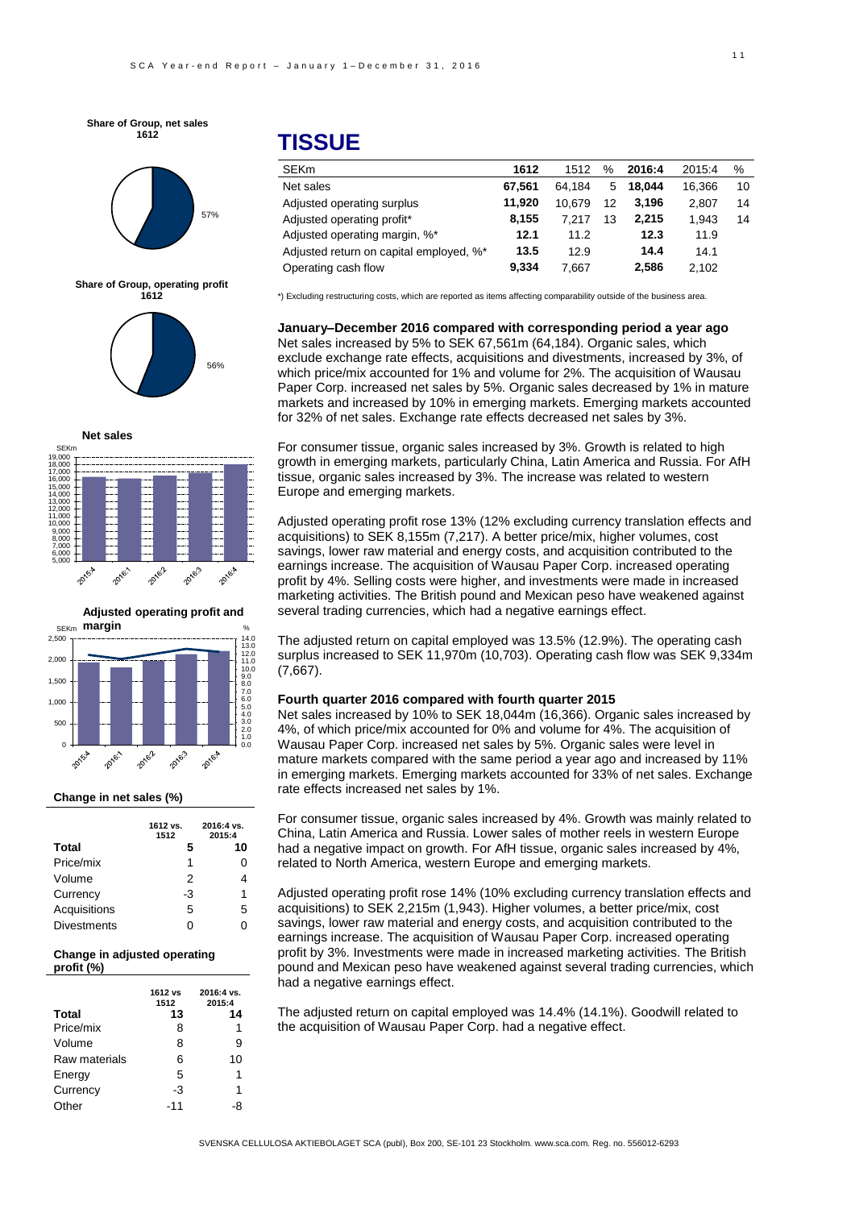# TISSUE

| SEKm | 1612 | 1512 | % | 2016:4 | 2015:4 | % |
|---|---|---|---|---|---|---|
| Net sales | **67,561** | 64,184 | 5 | **18,044** | 16,366 | 10 |
| Adjusted operating surplus | **11,920** | 10,679 | 12 | **3,196** | 2,807 | 14 |
| Adjusted operating profit* | **8,155** | 7,217 | 13 | **2,215** | 1,943 | 14 |
| Adjusted operating margin, %* | **12.1** | 11.2 | | **12.3** | 11.9 | |
| Adjusted return on capital employed, %* | **13.5** | 12.9 | | **14.4** | 14.1 | |
| Operating cash flow | **9,334** | 7,667 | | **2,586** | 2,102 | |

*) Excluding restructuring costs, which are reported as items affecting comparability outside of the business area.

**Share of Group, net sales 1612**

57%

**Share of Group, operating profit 1612**

56%

**Net sales**

**Adjusted operating profit and margin**

**January–December 2016 compared with corresponding period a year ago**

Net sales increased by 5% to SEK 67,561m (64,184). Organic sales, which exclude exchange rate effects, acquisitions and divestments, increased by 3%, of which price/mix accounted for 1% and volume for 2%. The acquisition of Wausau Paper Corp. increased net sales by 5%. Organic sales decreased by 1% in mature markets and increased by 10% in emerging markets. Emerging markets accounted for 32% of net sales. Exchange rate effects decreased net sales by 3%.

For consumer tissue, organic sales increased by 3%. Growth is related to high growth in emerging markets, particularly China, Latin America and Russia. For AfH tissue, organic sales increased by 3%. The increase was related to western Europe and emerging markets.

Adjusted operating profit rose 13% (12% excluding currency translation effects and acquisitions) to SEK 8,155m (7,217). A better price/mix, higher volumes, cost savings, lower raw material and energy costs, and acquisition contributed to the earnings increase. The acquisition of Wausau Paper Corp. increased operating profit by 4%. Selling costs were higher, and investments were made in increased marketing activities. The British pound and Mexican peso have weakened against several trading currencies, which had a negative earnings effect.

The adjusted return on capital employed was 13.5% (12.9%). The operating cash surplus increased to SEK 11,970m (10,703). Operating cash flow was SEK 9,334m (7,667).

**Fourth quarter 2016 compared with fourth quarter 2015**

Net sales increased by 10% to SEK 18,044m (16,366). Organic sales increased by 4%, of which price/mix accounted for 0% and volume for 4%. The acquisition of Wausau Paper Corp. increased net sales by 5%. Organic sales were level in mature markets compared with the same period a year ago and increased by 11% in emerging markets. Emerging markets accounted for 33% of net sales. Exchange rate effects increased net sales by 1%.

For consumer tissue, organic sales increased by 4%. Growth was mainly related to China, Latin America and Russia. Lower sales of mother reels in western Europe had a negative impact on growth. For AfH tissue, organic sales increased by 4%, related to North America, western Europe and emerging markets.

Adjusted operating profit rose 14% (10% excluding currency translation effects and acquisitions) to SEK 2,215m (1,943). Higher volumes, a better price/mix, cost savings, lower raw material and energy costs, and acquisition contributed to the earnings increase. The acquisition of Wausau Paper Corp. increased operating profit by 3%. Investments were made in increased marketing activities. The British pound and Mexican peso have weakened against several trading currencies, which had a negative earnings effect.

The adjusted return on capital employed was 14.4% (14.1%). Goodwill related to the acquisition of Wausau Paper Corp. had a negative effect.

**Change in net sales (%)**

| | 1612 vs. 1512 | 2016:4 vs. 2015:4 |
|---|---|---|
| **Total** | **5** | **10** |
| Price/mix | 1 | 0 |
| Volume | 2 | 4 |
| Currency | -3 | 1 |
| Acquisitions | 5 | 5 |
| Divestments | 0 | 0 |

**Change in adjusted operating profit (%)**

| | 1612 vs 1512 | 2016:4 vs. 2015:4 |
|---|---|---|
| **Total** | **13** | **14** |
| Price/mix | 8 | 1 |
| Volume | 8 | 9 |
| Raw materials | 6 | 10 |
| Energy | 5 | 1 |
| Currency | -3 | 1 |
| Other | -11 | -8 |

SVENSKA CELLULOSA AKTIEBOLAGET SCA (publ), Box 200, SE-101 23 Stockholm. www.sca.com. Reg. no. 556012-6293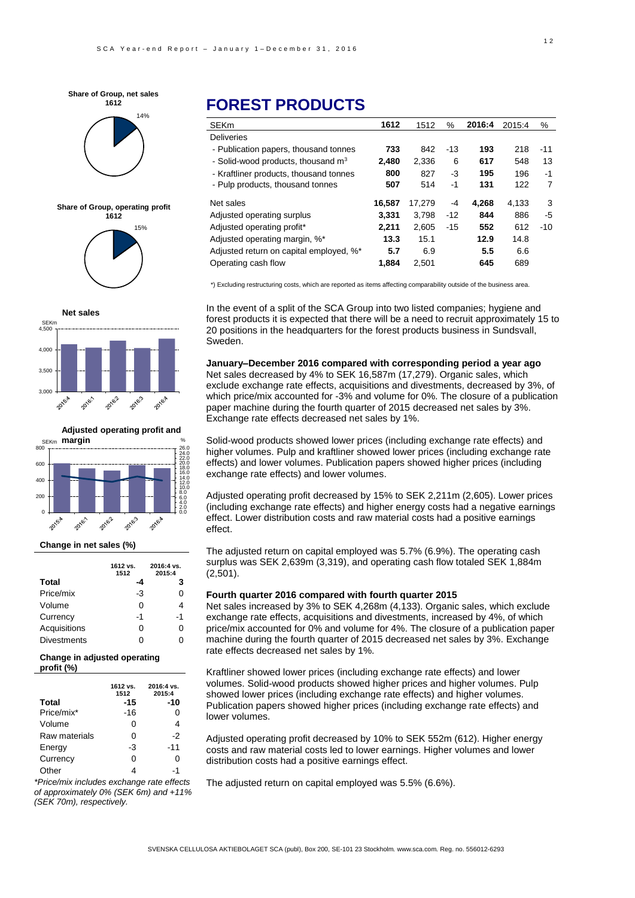# FOREST PRODUCTS

| SEKm | 1612 | 1512 | % | 2016:4 | 2015:4 | % |
|---|---|---|---|---|---|---|
| Deliveries | | | | | | |
| - Publication papers, thousand tonnes | **733** | 842 | -13 | **193** | 218 | -11 |
| - Solid-wood products, thousand m$^3$ | **2,480** | 2,336 | 6 | **617** | 548 | 13 |
| - Kraftliner products, thousand tonnes | **800** | 827 | -3 | **195** | 196 | -1 |
| - Pulp products, thousand tonnes | **507** | 514 | -1 | **131** | 122 | 7 |
| Net sales | **16,587** | 17,279 | -4 | **4,268** | 4,133 | 3 |
| Adjusted operating surplus | **3,331** | 3,798 | -12 | **844** | 886 | -5 |
| Adjusted operating profit* | **2,211** | 2,605 | -15 | **552** | 612 | -10 |
| Adjusted operating margin, %* | **13.3** | 15.1 | | **12.9** | 14.8 | |
| Adjusted return on capital employed, %* | **5.7** | 6.9 | | **5.5** | 6.6 | |
| Operating cash flow | **1,884** | 2,501 | | **645** | 689 | |

*) Excluding restructuring costs, which are reported as items affecting comparability outside of the business area.

In the event of a split of the SCA Group into two listed companies; hygiene and forest products it is expected that there will be a need to recruit approximately 15 to 20 positions in the headquarters for the forest products business in Sundsvall, Sweden.

**January–December 2016 compared with corresponding period a year ago**

Net sales decreased by 4% to SEK 16,587m (17,279). Organic sales, which exclude exchange rate effects, acquisitions and divestments, decreased by 3%, of which price/mix accounted for -3% and volume for 0%. The closure of a publication paper machine during the fourth quarter of 2015 decreased net sales by 3%. Exchange rate effects decreased net sales by 1%.

Solid-wood products showed lower prices (including exchange rate effects) and higher volumes. Pulp and kraftliner showed lower prices (including exchange rate effects) and lower volumes. Publication papers showed higher prices (including exchange rate effects) and lower volumes.

Adjusted operating profit decreased by 15% to SEK 2,211m (2,605). Lower prices (including exchange rate effects) and higher energy costs had a negative earnings effect. Lower distribution costs and raw material costs had a positive earnings effect.

The adjusted return on capital employed was 5.7% (6.9%). The operating cash surplus was SEK 2,639m (3,319), and operating cash flow totaled SEK 1,884m (2,501).

**Fourth quarter 2016 compared with fourth quarter 2015**

Net sales increased by 3% to SEK 4,268m (4,133). Organic sales, which exclude exchange rate effects, acquisitions and divestments, increased by 4%, of which price/mix accounted for 0% and volume for 4%. The closure of a publication paper machine during the fourth quarter of 2015 decreased net sales by 3%. Exchange rate effects decreased net sales by 1%.

Kraftliner showed lower prices (including exchange rate effects) and lower volumes. Solid-wood products showed higher prices and higher volumes. Pulp showed lower prices (including exchange rate effects) and higher volumes. Publication papers showed higher prices (including exchange rate effects) and lower volumes.

Adjusted operating profit decreased by 10% to SEK 552m (612). Higher energy costs and raw material costs led to lower earnings. Higher volumes and lower distribution costs had a positive earnings effect.

The adjusted return on capital employed was 5.5% (6.6%).

**Share of Group, net sales 1612**: 14%

**Share of Group, operating profit 1612**: 15%

**Net sales** (SEKm; 2015:4, 2016:1, 2016:2, 2016:3, 2016:4)

**Adjusted operating profit and margin** (SEKm, %; 2015:4, 2016:1, 2016:2, 2016:3, 2016:4)

**Change in net sales (%)**

| | 1612 vs. 1512 | 2016:4 vs. 2015:4 |
|---|---|---|
| **Total** | **-4** | **3** |
| Price/mix | -3 | 0 |
| Volume | 0 | 4 |
| Currency | -1 | -1 |
| Acquisitions | 0 | 0 |
| Divestments | 0 | 0 |

**Change in adjusted operating profit (%)**

| | 1612 vs. 1512 | 2016:4 vs. 2015:4 |
|---|---|---|
| **Total** | **-15** | **-10** |
| Price/mix* | -16 | 0 |
| Volume | 0 | 4 |
| Raw materials | 0 | -2 |
| Energy | -3 | -11 |
| Currency | 0 | 0 |
| Other | 4 | -1 |

*\*Price/mix includes exchange rate effects of approximately 0% (SEK 6m) and +11% (SEK 70m), respectively.*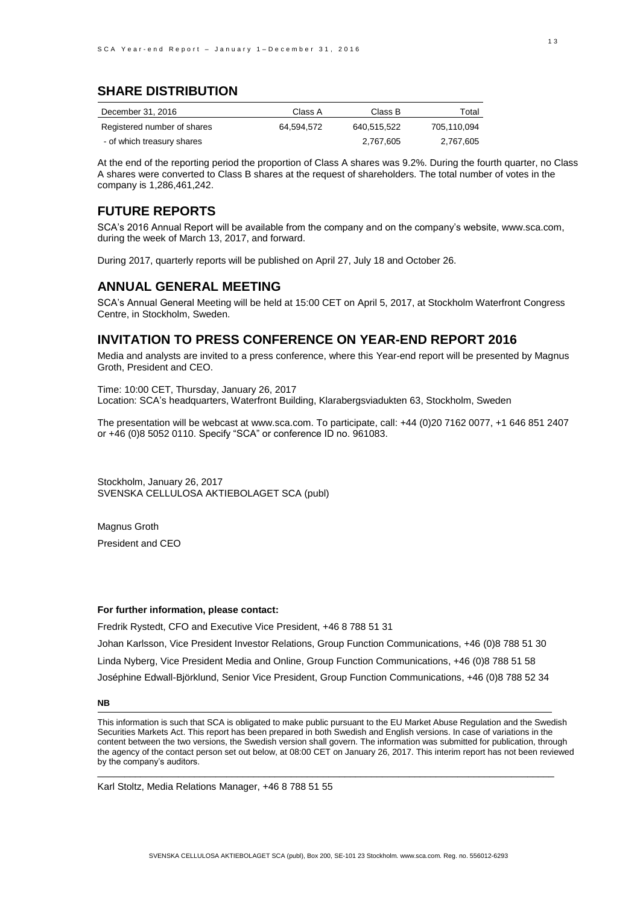## SHARE DISTRIBUTION

| December 31, 2016 | Class A | Class B | Total |
|---|---|---|---|
| Registered number of shares | 64,594,572 | 640,515,522 | 705,110,094 |
| - of which treasury shares | | 2,767,605 | 2,767,605 |

At the end of the reporting period the proportion of Class A shares was 9.2%. During the fourth quarter, no Class A shares were converted to Class B shares at the request of shareholders. The total number of votes in the company is 1,286,461,242.

## FUTURE REPORTS

SCA's 2016 Annual Report will be available from the company and on the company's website, www.sca.com, during the week of March 13, 2017, and forward.

During 2017, quarterly reports will be published on April 27, July 18 and October 26.

## ANNUAL GENERAL MEETING

SCA's Annual General Meeting will be held at 15:00 CET on April 5, 2017, at Stockholm Waterfront Congress Centre, in Stockholm, Sweden.

## INVITATION TO PRESS CONFERENCE ON YEAR-END REPORT 2016

Media and analysts are invited to a press conference, where this Year-end report will be presented by Magnus Groth, President and CEO.

Time: 10:00 CET, Thursday, January 26, 2017
Location: SCA's headquarters, Waterfront Building, Klarabergsviadukten 63, Stockholm, Sweden

The presentation will be webcast at www.sca.com. To participate, call: +44 (0)20 7162 0077, +1 646 851 2407 or +46 (0)8 5052 0110. Specify "SCA" or conference ID no. 961083.

Stockholm, January 26, 2017
SVENSKA CELLULOSA AKTIEBOLAGET SCA (publ)

Magnus Groth

President and CEO

**For further information, please contact:**

Fredrik Rystedt, CFO and Executive Vice President, +46 8 788 51 31

Johan Karlsson, Vice President Investor Relations, Group Function Communications, +46 (0)8 788 51 30

Linda Nyberg, Vice President Media and Online, Group Function Communications, +46 (0)8 788 51 58

Joséphine Edwall-Björklund, Senior Vice President, Group Function Communications, +46 (0)8 788 52 34

**NB**

This information is such that SCA is obligated to make public pursuant to the EU Market Abuse Regulation and the Swedish Securities Markets Act. This report has been prepared in both Swedish and English versions. In case of variations in the content between the two versions, the Swedish version shall govern. The information was submitted for publication, through the agency of the contact person set out below, at 08:00 CET on January 26, 2017. This interim report has not been reviewed by the company's auditors.

Karl Stoltz, Media Relations Manager, +46 8 788 51 55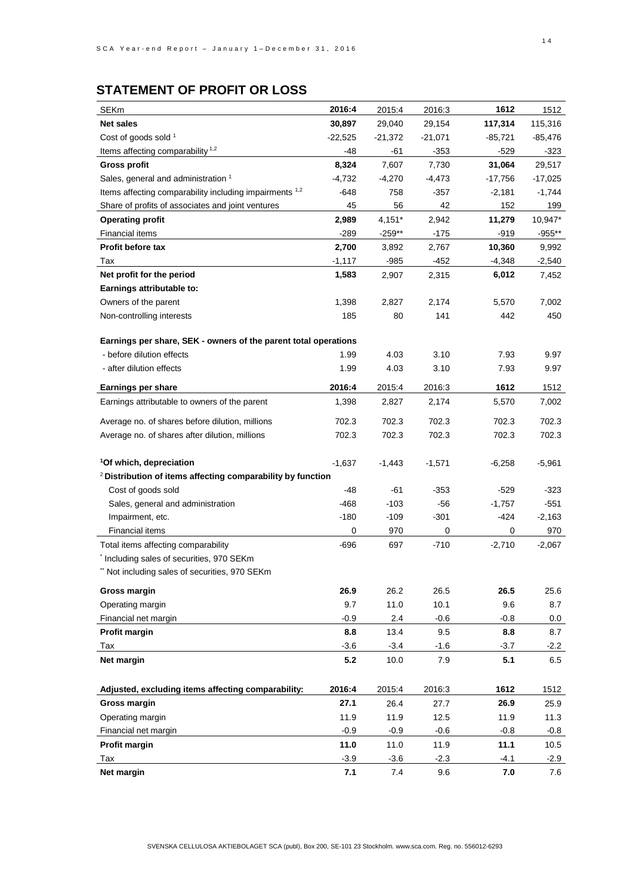## STATEMENT OF PROFIT OR LOSS

| SEKm | 2016:4 | 2015:4 | 2016:3 | 1612 | 1512 |
|---|---|---|---|---|---|
| **Net sales** | **30,897** | 29,040 | 29,154 | **117,314** | 115,316 |
| Cost of goods sold [1] | -22,525 | -21,372 | -21,071 | -85,721 | -85,476 |
| Items affecting comparability [1,2] | -48 | -61 | -353 | -529 | -323 |
| **Gross profit** | **8,324** | 7,607 | 7,730 | **31,064** | 29,517 |
| Sales, general and administration [1] | -4,732 | -4,270 | -4,473 | -17,756 | -17,025 |
| Items affecting comparability including impairments [1,2] | -648 | 758 | -357 | -2,181 | -1,744 |
| Share of profits of associates and joint ventures | 45 | 56 | 42 | 152 | 199 |
| **Operating profit** | **2,989** | 4,151* | 2,942 | **11,279** | 10,947* |
| Financial items | -289 | -259** | -175 | -919 | -955** |
| **Profit before tax** | **2,700** | 3,892 | 2,767 | **10,360** | 9,992 |
| Tax | -1,117 | -985 | -452 | -4,348 | -2,540 |
| **Net profit for the period** | **1,583** | 2,907 | 2,315 | **6,012** | 7,452 |
| **Earnings attributable to:** | | | | | |
| Owners of the parent | 1,398 | 2,827 | 2,174 | 5,570 | 7,002 |
| Non-controlling interests | 185 | 80 | 141 | 442 | 450 |
| | | | | | |
| **Earnings per share, SEK - owners of the parent total operations** | | | | | |
| - before dilution effects | 1.99 | 4.03 | 3.10 | 7.93 | 9.97 |
| - after dilution effects | 1.99 | 4.03 | 3.10 | 7.93 | 9.97 |

| **Earnings per share** | **2016:4** | 2015:4 | 2016:3 | **1612** | 1512 |
|---|---|---|---|---|---|
| Earnings attributable to owners of the parent | 1,398 | 2,827 | 2,174 | 5,570 | 7,002 |
| Average no. of shares before dilution, millions | 702.3 | 702.3 | 702.3 | 702.3 | 702.3 |
| Average no. of shares after dilution, millions | 702.3 | 702.3 | 702.3 | 702.3 | 702.3 |
| | | | | | |
| **[1]Of which, depreciation** | -1,637 | -1,443 | -1,571 | -6,258 | -5,961 |
| **[2]Distribution of items affecting comparability by function** | | | | | |
| Cost of goods sold | -48 | -61 | -353 | -529 | -323 |
| Sales, general and administration | -468 | -103 | -56 | -1,757 | -551 |
| Impairment, etc. | -180 | -109 | -301 | -424 | -2,163 |
| Financial items | 0 | 970 | 0 | 0 | 970 |
| Total items affecting comparability | -696 | 697 | -710 | -2,710 | -2,067 |

* Including sales of securities, 970 SEKm

** Not including sales of securities, 970 SEKm

| | 2016:4 | 2015:4 | 2016:3 | 1612 | 1512 |
|---|---|---|---|---|---|
| **Gross margin** | **26.9** | 26.2 | 26.5 | **26.5** | 25.6 |
| Operating margin | 9.7 | 11.0 | 10.1 | 9.6 | 8.7 |
| Financial net margin | -0.9 | 2.4 | -0.6 | -0.8 | 0.0 |
| **Profit margin** | **8.8** | 13.4 | 9.5 | **8.8** | 8.7 |
| Tax | -3.6 | -3.4 | -1.6 | -3.7 | -2.2 |
| **Net margin** | **5.2** | 10.0 | 7.9 | **5.1** | 6.5 |

| **Adjusted, excluding items affecting comparability:** | **2016:4** | 2015:4 | 2016:3 | **1612** | 1512 |
|---|---|---|---|---|---|
| **Gross margin** | **27.1** | 26.4 | 27.7 | **26.9** | 25.9 |
| Operating margin | 11.9 | 11.9 | 12.5 | 11.9 | 11.3 |
| Financial net margin | -0.9 | -0.9 | -0.6 | -0.8 | -0.8 |
| **Profit margin** | **11.0** | 11.0 | 11.9 | **11.1** | 10.5 |
| Tax | -3.9 | -3.6 | -2.3 | -4.1 | -2.9 |
| **Net margin** | **7.1** | 7.4 | 9.6 | **7.0** | 7.6 |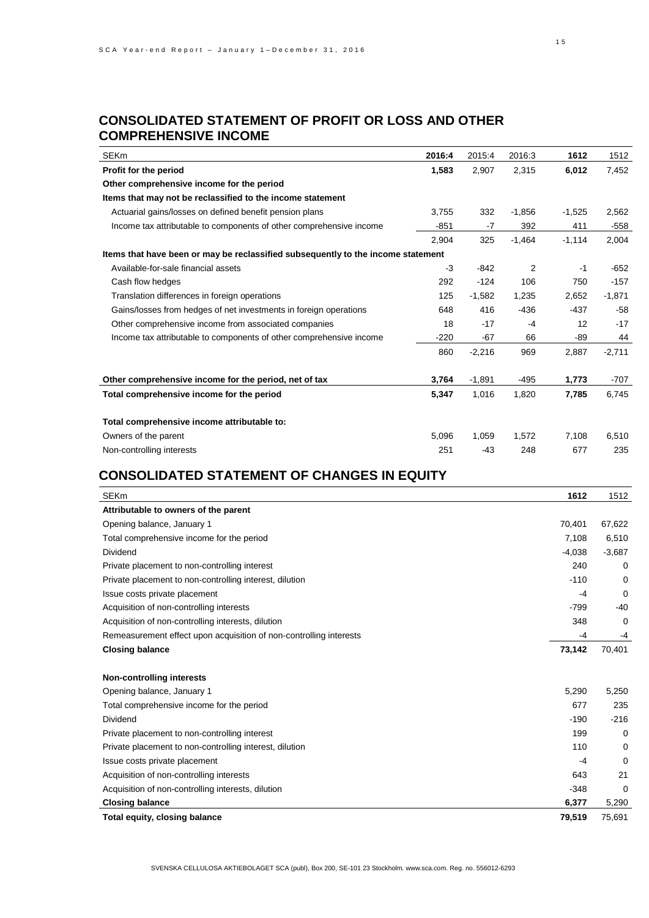## CONSOLIDATED STATEMENT OF PROFIT OR LOSS AND OTHER COMPREHENSIVE INCOME

| SEKm | **2016:4** | 2015:4 | 2016:3 | **1612** | 1512 |
|---|---|---|---|---|---|
| **Profit for the period** | **1,583** | 2,907 | 2,315 | **6,012** | 7,452 |
| **Other comprehensive income for the period** | | | | | |
| **Items that may not be reclassified to the income statement** | | | | | |
| Actuarial gains/losses on defined benefit pension plans | 3,755 | 332 | -1,856 | -1,525 | 2,562 |
| Income tax attributable to components of other comprehensive income | -851 | -7 | 392 | 411 | -558 |
| | 2,904 | 325 | -1,464 | -1,114 | 2,004 |
| **Items that have been or may be reclassified subsequently to the income statement** | | | | | |
| Available-for-sale financial assets | -3 | -842 | 2 | -1 | -652 |
| Cash flow hedges | 292 | -124 | 106 | 750 | -157 |
| Translation differences in foreign operations | 125 | -1,582 | 1,235 | 2,652 | -1,871 |
| Gains/losses from hedges of net investments in foreign operations | 648 | 416 | -436 | -437 | -58 |
| Other comprehensive income from associated companies | 18 | -17 | -4 | 12 | -17 |
| Income tax attributable to components of other comprehensive income | -220 | -67 | 66 | -89 | 44 |
| | 860 | -2,216 | 969 | 2,887 | -2,711 |
| **Other comprehensive income for the period, net of tax** | **3,764** | -1,891 | -495 | **1,773** | -707 |
| **Total comprehensive income for the period** | **5,347** | 1,016 | 1,820 | **7,785** | 6,745 |
| **Total comprehensive income attributable to:** | | | | | |
| Owners of the parent | 5,096 | 1,059 | 1,572 | 7,108 | 6,510 |
| Non-controlling interests | 251 | -43 | 248 | 677 | 235 |

## CONSOLIDATED STATEMENT OF CHANGES IN EQUITY

| SEKm | **1612** | 1512 |
|---|---|---|
| **Attributable to owners of the parent** | | |
| Opening balance, January 1 | 70,401 | 67,622 |
| Total comprehensive income for the period | 7,108 | 6,510 |
| Dividend | -4,038 | -3,687 |
| Private placement to non-controlling interest | 240 | 0 |
| Private placement to non-controlling interest, dilution | -110 | 0 |
| Issue costs private placement | -4 | 0 |
| Acquisition of non-controlling interests | -799 | -40 |
| Acquisition of non-controlling interests, dilution | 348 | 0 |
| Remeasurement effect upon acquisition of non-controlling interests | -4 | -4 |
| **Closing balance** | **73,142** | 70,401 |
| **Non-controlling interests** | | |
| Opening balance, January 1 | 5,290 | 5,250 |
| Total comprehensive income for the period | 677 | 235 |
| Dividend | -190 | -216 |
| Private placement to non-controlling interest | 199 | 0 |
| Private placement to non-controlling interest, dilution | 110 | 0 |
| Issue costs private placement | -4 | 0 |
| Acquisition of non-controlling interests | 643 | 21 |
| Acquisition of non-controlling interests, dilution | -348 | 0 |
| **Closing balance** | **6,377** | 5,290 |
| **Total equity, closing balance** | **79,519** | 75,691 |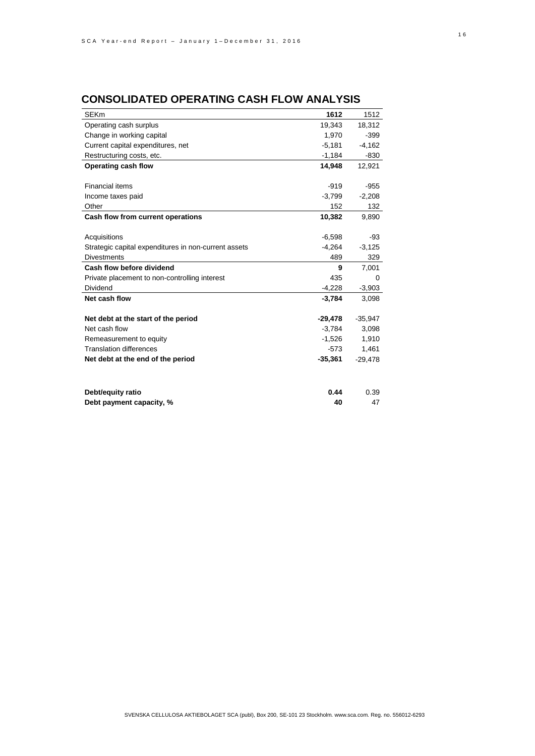## CONSOLIDATED OPERATING CASH FLOW ANALYSIS

| SEKm | **1612** | 1512 |
|---|---|---|
| Operating cash surplus | 19,343 | 18,312 |
| Change in working capital | 1,970 | -399 |
| Current capital expenditures, net | -5,181 | -4,162 |
| Restructuring costs, etc. | -1,184 | -830 |
| **Operating cash flow** | **14,948** | 12,921 |
| | | |
| Financial items | -919 | -955 |
| Income taxes paid | -3,799 | -2,208 |
| Other | 152 | 132 |
| **Cash flow from current operations** | **10,382** | 9,890 |
| | | |
| Acquisitions | -6,598 | -93 |
| Strategic capital expenditures in non-current assets | -4,264 | -3,125 |
| Divestments | 489 | 329 |
| **Cash flow before dividend** | **9** | 7,001 |
| Private placement to non-controlling interest | 435 | 0 |
| Dividend | -4,228 | -3,903 |
| **Net cash flow** | **-3,784** | 3,098 |
| | | |
| **Net debt at the start of the period** | **-29,478** | -35,947 |
| Net cash flow | -3,784 | 3,098 |
| Remeasurement to equity | -1,526 | 1,910 |
| Translation differences | -573 | 1,461 |
| **Net debt at the end of the period** | **-35,361** | -29,478 |
| | | |
| **Debt/equity ratio** | **0.44** | 0.39 |
| **Debt payment capacity, %** | **40** | 47 |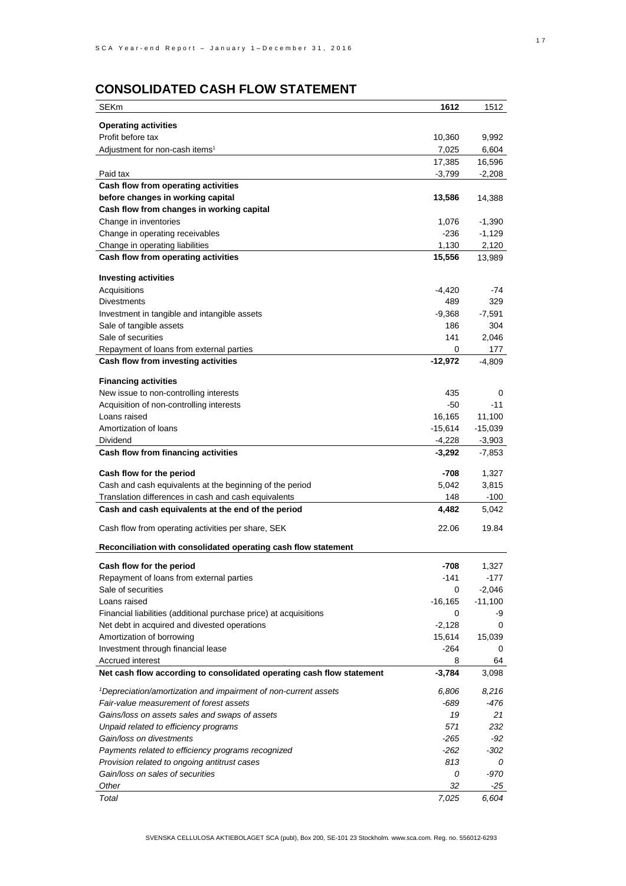## CONSOLIDATED CASH FLOW STATEMENT

| SEKm | **1612** | 1512 |
|---|---|---|
| **Operating activities** | | |
| Profit before tax | 10,360 | 9,992 |
| Adjustment for non-cash items[1] | 7,025 | 6,604 |
| | 17,385 | 16,596 |
| Paid tax | -3,799 | -2,208 |
| **Cash flow from operating activities before changes in working capital** | **13,586** | 14,388 |
| **Cash flow from changes in working capital** | | |
| Change in inventories | 1,076 | -1,390 |
| Change in operating receivables | -236 | -1,129 |
| Change in operating liabilities | 1,130 | 2,120 |
| **Cash flow from operating activities** | **15,556** | 13,989 |
| | | |
| **Investing activities** | | |
| Acquisitions | -4,420 | -74 |
| Divestments | 489 | 329 |
| Investment in tangible and intangible assets | -9,368 | -7,591 |
| Sale of tangible assets | 186 | 304 |
| Sale of securities | 141 | 2,046 |
| Repayment of loans from external parties | 0 | 177 |
| **Cash flow from investing activities** | **-12,972** | -4,809 |
| | | |
| **Financing activities** | | |
| New issue to non-controlling interests | 435 | 0 |
| Acquisition of non-controlling interests | -50 | -11 |
| Loans raised | 16,165 | 11,100 |
| Amortization of loans | -15,614 | -15,039 |
| Dividend | -4,228 | -3,903 |
| **Cash flow from financing activities** | **-3,292** | -7,853 |
| | | |
| **Cash flow for the period** | **-708** | 1,327 |
| Cash and cash equivalents at the beginning of the period | 5,042 | 3,815 |
| Translation differences in cash and cash equivalents | 148 | -100 |
| **Cash and cash equivalents at the end of the period** | **4,482** | 5,042 |
| | | |
| Cash flow from operating activities per share, SEK | 22.06 | 19.84 |
| | | |
| **Reconciliation with consolidated operating cash flow statement** | | |
| | | |
| **Cash flow for the period** | **-708** | 1,327 |
| Repayment of loans from external parties | -141 | -177 |
| Sale of securities | 0 | -2,046 |
| Loans raised | -16,165 | -11,100 |
| Financial liabilities (additional purchase price) at acquisitions | 0 | -9 |
| Net debt in acquired and divested operations | -2,128 | 0 |
| Amortization of borrowing | 15,614 | 15,039 |
| Investment through financial lease | -264 | 0 |
| Accrued interest | 8 | 64 |
| **Net cash flow according to consolidated operating cash flow statement** | **-3,784** | 3,098 |
| | | |
| *[1]Depreciation/amortization and impairment of non-current assets* | *6,806* | *8,216* |
| *Fair-value measurement of forest assets* | *-689* | *-476* |
| *Gains/loss on assets sales and swaps of assets* | *19* | *21* |
| *Unpaid related to efficiency programs* | *571* | *232* |
| *Gain/loss on divestments* | *-265* | *-92* |
| *Payments related to efficiency programs recognized* | *-262* | *-302* |
| *Provision related to ongoing antitrust cases* | *813* | *0* |
| *Gain/loss on sales of securities* | *0* | *-970* |
| *Other* | *32* | *-25* |
| *Total* | *7,025* | *6,604* |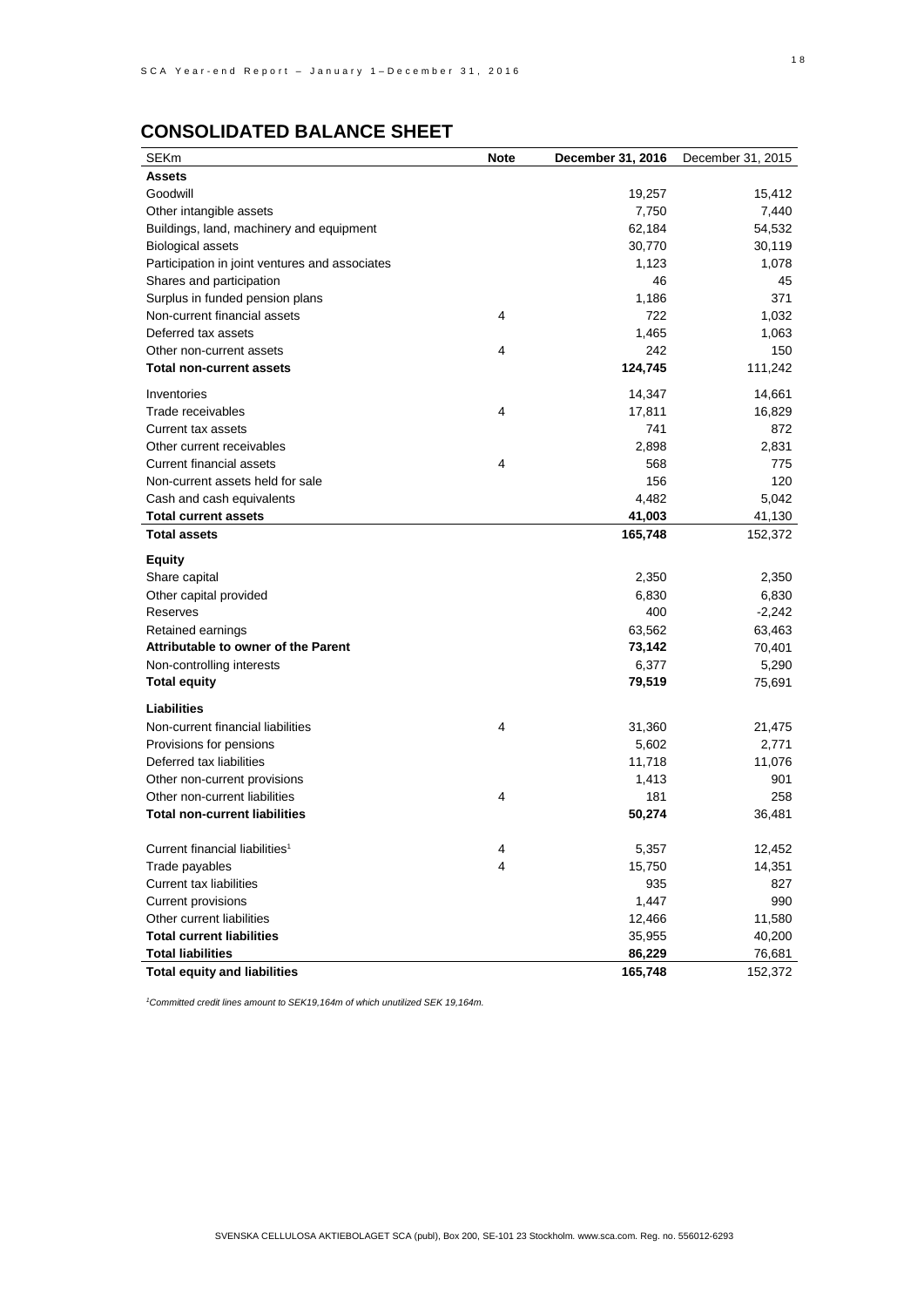## CONSOLIDATED BALANCE SHEET

| SEKm | Note | December 31, 2016 | December 31, 2015 |
|---|---|---|---|
| **Assets** | | | |
| Goodwill | | 19,257 | 15,412 |
| Other intangible assets | | 7,750 | 7,440 |
| Buildings, land, machinery and equipment | | 62,184 | 54,532 |
| Biological assets | | 30,770 | 30,119 |
| Participation in joint ventures and associates | | 1,123 | 1,078 |
| Shares and participation | | 46 | 45 |
| Surplus in funded pension plans | | 1,186 | 371 |
| Non-current financial assets | 4 | 722 | 1,032 |
| Deferred tax assets | | 1,465 | 1,063 |
| Other non-current assets | 4 | 242 | 150 |
| **Total non-current assets** | | **124,745** | 111,242 |
| Inventories | | 14,347 | 14,661 |
| Trade receivables | 4 | 17,811 | 16,829 |
| Current tax assets | | 741 | 872 |
| Other current receivables | | 2,898 | 2,831 |
| Current financial assets | 4 | 568 | 775 |
| Non-current assets held for sale | | 156 | 120 |
| Cash and cash equivalents | | 4,482 | 5,042 |
| **Total current assets** | | **41,003** | 41,130 |
| **Total assets** | | **165,748** | 152,372 |
| **Equity** | | | |
| Share capital | | 2,350 | 2,350 |
| Other capital provided | | 6,830 | 6,830 |
| Reserves | | 400 | -2,242 |
| Retained earnings | | 63,562 | 63,463 |
| **Attributable to owner of the Parent** | | **73,142** | 70,401 |
| Non-controlling interests | | 6,377 | 5,290 |
| **Total equity** | | **79,519** | 75,691 |
| **Liabilities** | | | |
| Non-current financial liabilities | 4 | 31,360 | 21,475 |
| Provisions for pensions | | 5,602 | 2,771 |
| Deferred tax liabilities | | 11,718 | 11,076 |
| Other non-current provisions | | 1,413 | 901 |
| Other non-current liabilities | 4 | 181 | 258 |
| **Total non-current liabilities** | | **50,274** | 36,481 |
| Current financial liabilities[1] | 4 | 5,357 | 12,452 |
| Trade payables | 4 | 15,750 | 14,351 |
| Current tax liabilities | | 935 | 827 |
| Current provisions | | 1,447 | 990 |
| Other current liabilities | | 12,466 | 11,580 |
| **Total current liabilities** | | **35,955** | 40,200 |
| **Total liabilities** | | **86,229** | 76,681 |
| **Total equity and liabilities** | | **165,748** | 152,372 |

*[1]Committed credit lines amount to SEK19,164m of which unutilized SEK 19,164m.*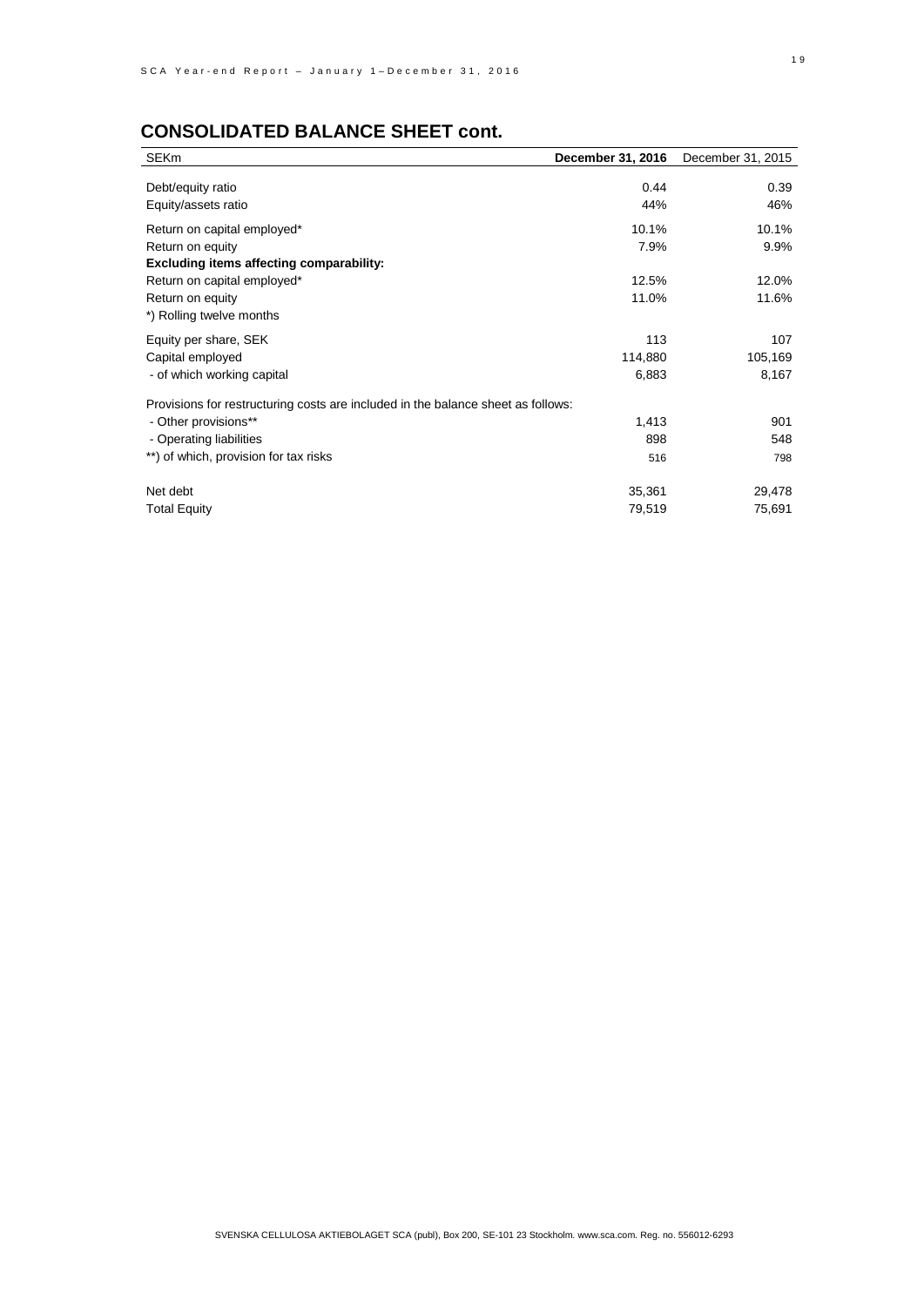## CONSOLIDATED BALANCE SHEET cont.

| SEKm | **December 31, 2016** | December 31, 2015 |
|---|---|---|
| Debt/equity ratio | 0.44 | 0.39 |
| Equity/assets ratio | 44% | 46% |
| Return on capital employed* | 10.1% | 10.1% |
| Return on equity | 7.9% | 9.9% |
| **Excluding items affecting comparability:** | | |
| Return on capital employed* | 12.5% | 12.0% |
| Return on equity | 11.0% | 11.6% |
| *) Rolling twelve months | | |
| Equity per share, SEK | 113 | 107 |
| Capital employed | 114,880 | 105,169 |
| - of which working capital | 6,883 | 8,167 |
| Provisions for restructuring costs are included in the balance sheet as follows: | | |
| - Other provisions** | 1,413 | 901 |
| - Operating liabilities | 898 | 548 |
| **) of which, provision for tax risks | 516 | 798 |
| Net debt | 35,361 | 29,478 |
| Total Equity | 79,519 | 75,691 |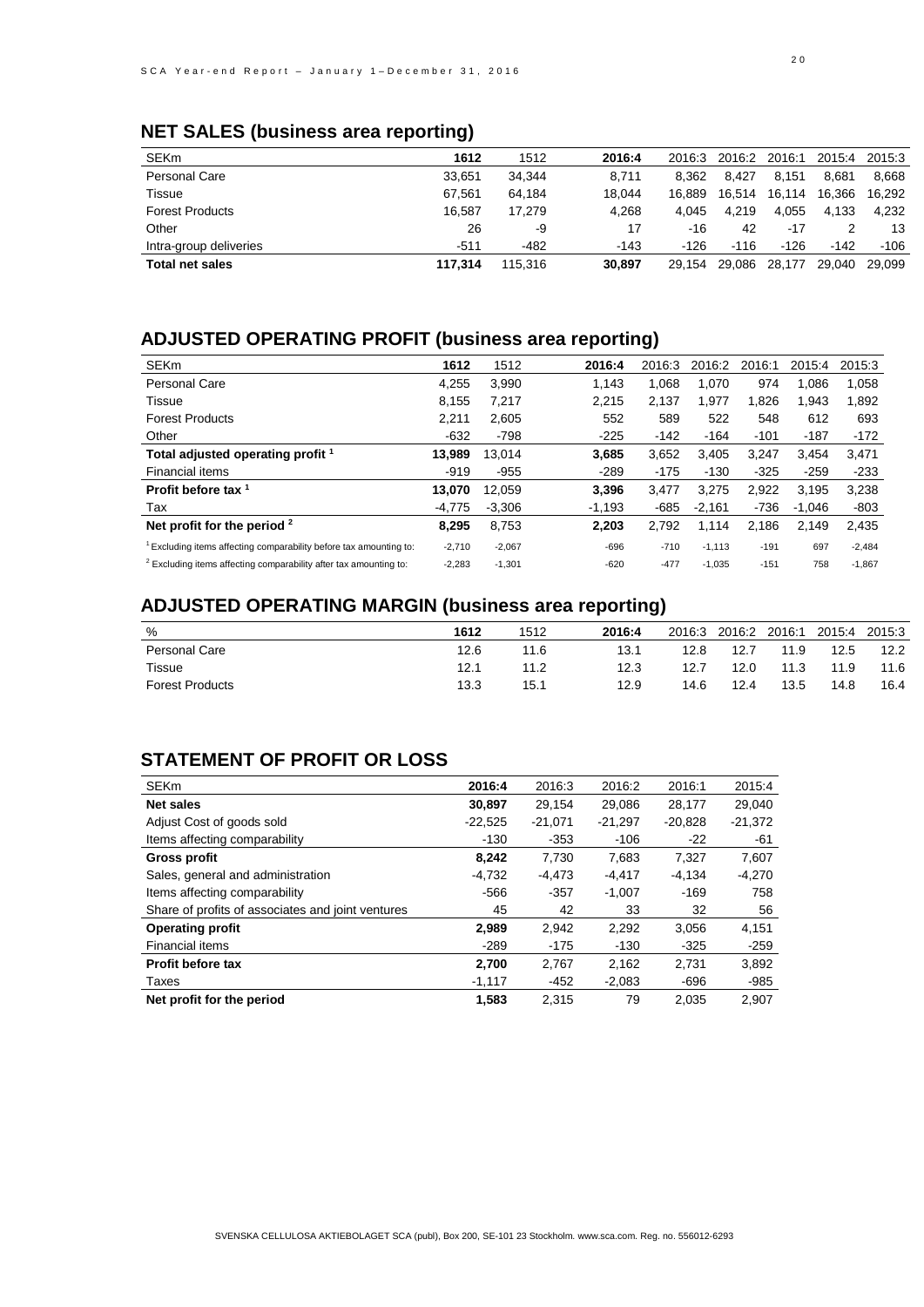## NET SALES (business area reporting)

| SEKm | 1612 | 1512 | 2016:4 | 2016:3 | 2016:2 | 2016:1 | 2015:4 | 2015:3 |
|---|---|---|---|---|---|---|---|---|
| Personal Care | 33,651 | 34,344 | 8,711 | 8,362 | 8,427 | 8,151 | 8,681 | 8,668 |
| Tissue | 67,561 | 64,184 | 18,044 | 16,889 | 16,514 | 16,114 | 16,366 | 16,292 |
| Forest Products | 16,587 | 17,279 | 4,268 | 4,045 | 4,219 | 4,055 | 4,133 | 4,232 |
| Other | 26 | -9 | 17 | -16 | 42 | -17 | 2 | 13 |
| Intra-group deliveries | -511 | -482 | -143 | -126 | -116 | -126 | -142 | -106 |
| **Total net sales** | **117,314** | 115,316 | **30,897** | 29,154 | 29,086 | 28,177 | 29,040 | 29,099 |

## ADJUSTED OPERATING PROFIT (business area reporting)

| SEKm | 1612 | 1512 | 2016:4 | 2016:3 | 2016:2 | 2016:1 | 2015:4 | 2015:3 |
|---|---|---|---|---|---|---|---|---|
| Personal Care | 4,255 | 3,990 | 1,143 | 1,068 | 1,070 | 974 | 1,086 | 1,058 |
| Tissue | 8,155 | 7,217 | 2,215 | 2,137 | 1,977 | 1,826 | 1,943 | 1,892 |
| Forest Products | 2,211 | 2,605 | 552 | 589 | 522 | 548 | 612 | 693 |
| Other | -632 | -798 | -225 | -142 | -164 | -101 | -187 | -172 |
| **Total adjusted operating profit [1]** | **13,989** | 13,014 | **3,685** | 3,652 | 3,405 | 3,247 | 3,454 | 3,471 |
| Financial items | -919 | -955 | -289 | -175 | -130 | -325 | -259 | -233 |
| **Profit before tax [1]** | **13,070** | 12,059 | **3,396** | 3,477 | 3,275 | 2,922 | 3,195 | 3,238 |
| Tax | -4,775 | -3,306 | -1,193 | -685 | -2,161 | -736 | -1,046 | -803 |
| **Net profit for the period [2]** | **8,295** | 8,753 | **2,203** | 2,792 | 1,114 | 2,186 | 2,149 | 2,435 |
| [1] Excluding items affecting comparability before tax amounting to: | -2,710 | -2,067 | -696 | -710 | -1,113 | -191 | 697 | -2,484 |
| [2] Excluding items affecting comparability after tax amounting to: | -2,283 | -1,301 | -620 | -477 | -1,035 | -151 | 758 | -1,867 |

## ADJUSTED OPERATING MARGIN (business area reporting)

| % | 1612 | 1512 | 2016:4 | 2016:3 | 2016:2 | 2016:1 | 2015:4 | 2015:3 |
|---|---|---|---|---|---|---|---|---|
| Personal Care | 12.6 | 11.6 | 13.1 | 12.8 | 12.7 | 11.9 | 12.5 | 12.2 |
| Tissue | 12.1 | 11.2 | 12.3 | 12.7 | 12.0 | 11.3 | 11.9 | 11.6 |
| Forest Products | 13.3 | 15.1 | 12.9 | 14.6 | 12.4 | 13.5 | 14.8 | 16.4 |

## STATEMENT OF PROFIT OR LOSS

| SEKm | 2016:4 | 2016:3 | 2016:2 | 2016:1 | 2015:4 |
|---|---|---|---|---|---|
| **Net sales** | **30,897** | 29,154 | 29,086 | 28,177 | 29,040 |
| Adjust Cost of goods sold | -22,525 | -21,071 | -21,297 | -20,828 | -21,372 |
| Items affecting comparability | -130 | -353 | -106 | -22 | -61 |
| **Gross profit** | **8,242** | 7,730 | 7,683 | 7,327 | 7,607 |
| Sales, general and administration | -4,732 | -4,473 | -4,417 | -4,134 | -4,270 |
| Items affecting comparability | -566 | -357 | -1,007 | -169 | 758 |
| Share of profits of associates and joint ventures | 45 | 42 | 33 | 32 | 56 |
| **Operating profit** | **2,989** | 2,942 | 2,292 | 3,056 | 4,151 |
| Financial items | -289 | -175 | -130 | -325 | -259 |
| **Profit before tax** | **2,700** | 2,767 | 2,162 | 2,731 | 3,892 |
| Taxes | -1,117 | -452 | -2,083 | -696 | -985 |
| **Net profit for the period** | **1,583** | 2,315 | 79 | 2,035 | 2,907 |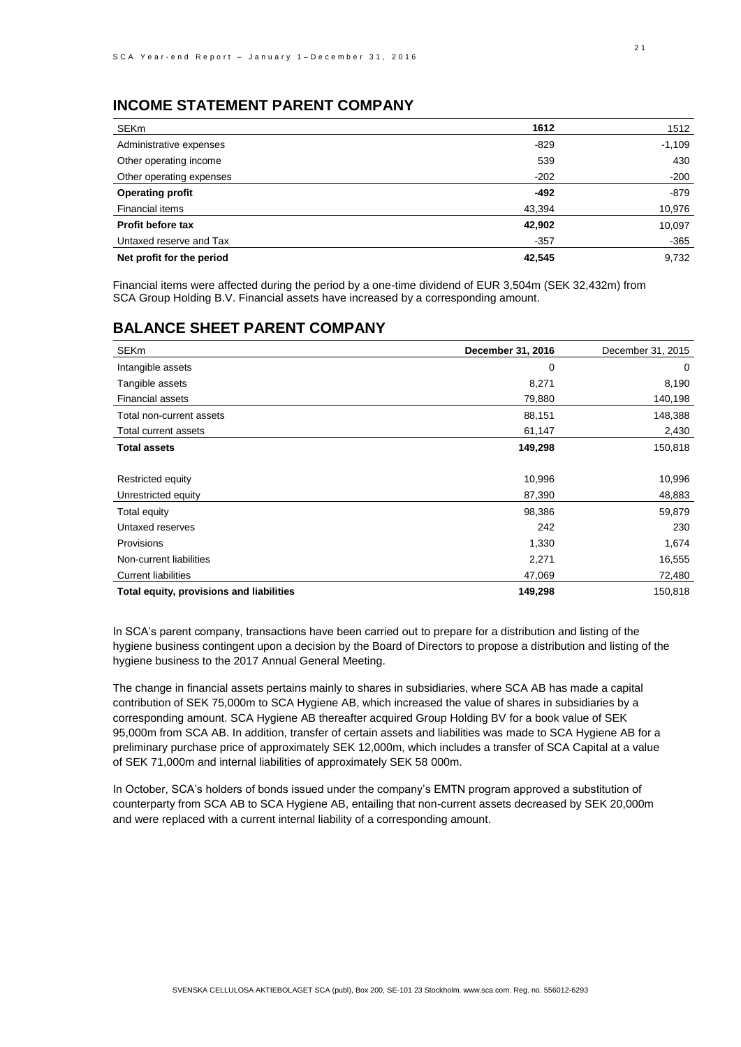## INCOME STATEMENT PARENT COMPANY

| SEKm | **1612** | 1512 |
|---|---|---|
| Administrative expenses | -829 | -1,109 |
| Other operating income | 539 | 430 |
| Other operating expenses | -202 | -200 |
| **Operating profit** | **-492** | -879 |
| Financial items | 43,394 | 10,976 |
| **Profit before tax** | **42,902** | 10,097 |
| Untaxed reserve and Tax | -357 | -365 |
| **Net profit for the period** | **42,545** | 9,732 |

Financial items were affected during the period by a one-time dividend of EUR 3,504m (SEK 32,432m) from SCA Group Holding B.V. Financial assets have increased by a corresponding amount.

## BALANCE SHEET PARENT COMPANY

| SEKm | **December 31, 2016** | December 31, 2015 |
|---|---|---|
| Intangible assets | 0 | 0 |
| Tangible assets | 8,271 | 8,190 |
| Financial assets | 79,880 | 140,198 |
| Total non-current assets | 88,151 | 148,388 |
| Total current assets | 61,147 | 2,430 |
| **Total assets** | **149,298** | 150,818 |
| | | |
| Restricted equity | 10,996 | 10,996 |
| Unrestricted equity | 87,390 | 48,883 |
| Total equity | 98,386 | 59,879 |
| Untaxed reserves | 242 | 230 |
| Provisions | 1,330 | 1,674 |
| Non-current liabilities | 2,271 | 16,555 |
| Current liabilities | 47,069 | 72,480 |
| **Total equity, provisions and liabilities** | **149,298** | 150,818 |

In SCA's parent company, transactions have been carried out to prepare for a distribution and listing of the hygiene business contingent upon a decision by the Board of Directors to propose a distribution and listing of the hygiene business to the 2017 Annual General Meeting.

The change in financial assets pertains mainly to shares in subsidiaries, where SCA AB has made a capital contribution of SEK 75,000m to SCA Hygiene AB, which increased the value of shares in subsidiaries by a corresponding amount. SCA Hygiene AB thereafter acquired Group Holding BV for a book value of SEK 95,000m from SCA AB. In addition, transfer of certain assets and liabilities was made to SCA Hygiene AB for a preliminary purchase price of approximately SEK 12,000m, which includes a transfer of SCA Capital at a value of SEK 71,000m and internal liabilities of approximately SEK 58 000m.

In October, SCA's holders of bonds issued under the company's EMTN program approved a substitution of counterparty from SCA AB to SCA Hygiene AB, entailing that non-current assets decreased by SEK 20,000m and were replaced with a current internal liability of a corresponding amount.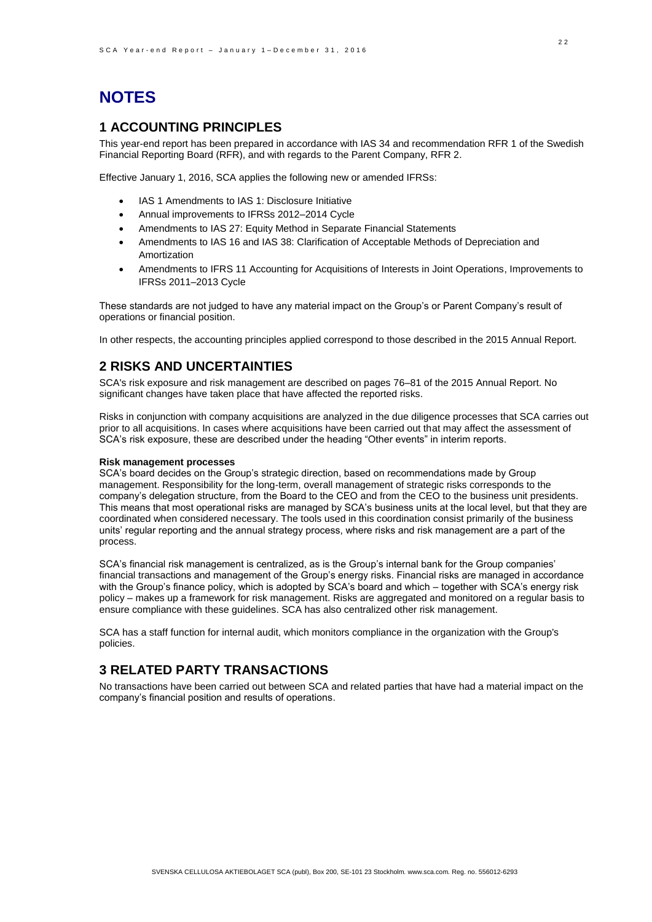# NOTES

## 1 ACCOUNTING PRINCIPLES

This year-end report has been prepared in accordance with IAS 34 and recommendation RFR 1 of the Swedish Financial Reporting Board (RFR), and with regards to the Parent Company, RFR 2.

Effective January 1, 2016, SCA applies the following new or amended IFRSs:

- IAS 1 Amendments to IAS 1: Disclosure Initiative
- Annual improvements to IFRSs 2012–2014 Cycle
- Amendments to IAS 27: Equity Method in Separate Financial Statements
- Amendments to IAS 16 and IAS 38: Clarification of Acceptable Methods of Depreciation and Amortization
- Amendments to IFRS 11 Accounting for Acquisitions of Interests in Joint Operations, Improvements to IFRSs 2011–2013 Cycle

These standards are not judged to have any material impact on the Group's or Parent Company's result of operations or financial position.

In other respects, the accounting principles applied correspond to those described in the 2015 Annual Report.

## 2 RISKS AND UNCERTAINTIES

SCA's risk exposure and risk management are described on pages 76–81 of the 2015 Annual Report. No significant changes have taken place that have affected the reported risks.

Risks in conjunction with company acquisitions are analyzed in the due diligence processes that SCA carries out prior to all acquisitions. In cases where acquisitions have been carried out that may affect the assessment of SCA's risk exposure, these are described under the heading "Other events" in interim reports.

**Risk management processes**

SCA's board decides on the Group's strategic direction, based on recommendations made by Group management. Responsibility for the long-term, overall management of strategic risks corresponds to the company's delegation structure, from the Board to the CEO and from the CEO to the business unit presidents. This means that most operational risks are managed by SCA's business units at the local level, but that they are coordinated when considered necessary. The tools used in this coordination consist primarily of the business units' regular reporting and the annual strategy process, where risks and risk management are a part of the process.

SCA's financial risk management is centralized, as is the Group's internal bank for the Group companies' financial transactions and management of the Group's energy risks. Financial risks are managed in accordance with the Group's finance policy, which is adopted by SCA's board and which – together with SCA's energy risk policy – makes up a framework for risk management. Risks are aggregated and monitored on a regular basis to ensure compliance with these guidelines. SCA has also centralized other risk management.

SCA has a staff function for internal audit, which monitors compliance in the organization with the Group's policies.

## 3 RELATED PARTY TRANSACTIONS

No transactions have been carried out between SCA and related parties that have had a material impact on the company's financial position and results of operations.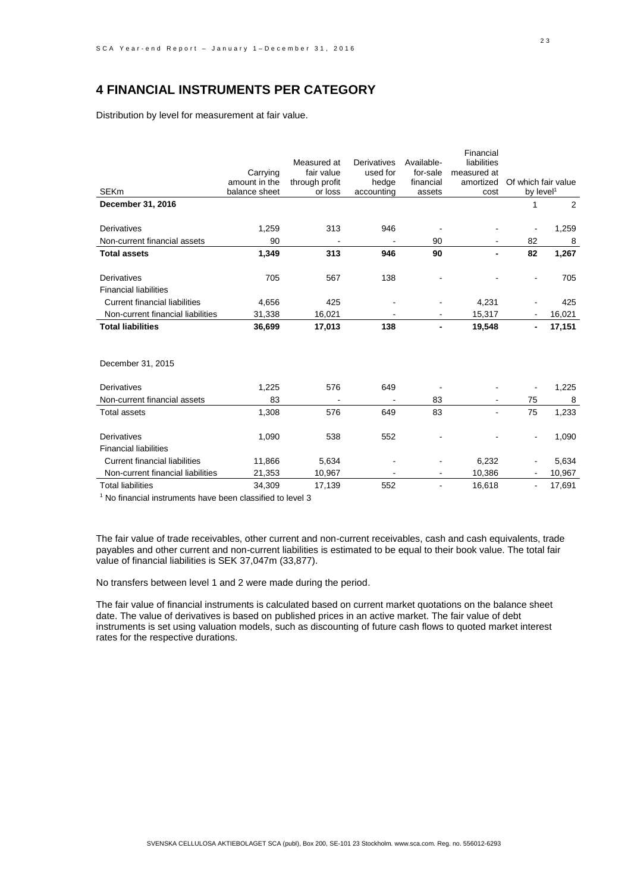## 4 FINANCIAL INSTRUMENTS PER CATEGORY

Distribution by level for measurement at fair value.

| SEKm | Carrying amount in the balance sheet | Measured at fair value through profit or loss | Derivatives used for hedge accounting | Available-for-sale financial assets | Financial liabilities measured at amortized cost | Of which fair value by level[1] | |
|---|---|---|---|---|---|---|---|
| **December 31, 2016** | | | | | | 1 | 2 |
| Derivatives | 1,259 | 313 | 946 | - | - | - | 1,259 |
| Non-current financial assets | 90 | - | - | 90 | - | 82 | 8 |
| **Total assets** | **1,349** | **313** | **946** | **90** | **-** | **82** | **1,267** |
| Derivatives | 705 | 567 | 138 | - | - | - | 705 |
| Financial liabilities | | | | | | | |
| Current financial liabilities | 4,656 | 425 | - | - | 4,231 | - | 425 |
| Non-current financial liabilities | 31,338 | 16,021 | - | - | 15,317 | - | 16,021 |
| **Total liabilities** | **36,699** | **17,013** | **138** | **-** | **19,548** | **-** | **17,151** |
| December 31, 2015 | | | | | | | |
| Derivatives | 1,225 | 576 | 649 | - | - | - | 1,225 |
| Non-current financial assets | 83 | - | - | 83 | - | 75 | 8 |
| Total assets | 1,308 | 576 | 649 | 83 | - | 75 | 1,233 |
| Derivatives | 1,090 | 538 | 552 | - | - | - | 1,090 |
| Financial liabilities | | | | | | | |
| Current financial liabilities | 11,866 | 5,634 | - | - | 6,232 | - | 5,634 |
| Non-current financial liabilities | 21,353 | 10,967 | - | - | 10,386 | - | 10,967 |
| Total liabilities | 34,309 | 17,139 | 552 | - | 16,618 | - | 17,691 |

[1] No financial instruments have been classified to level 3

The fair value of trade receivables, other current and non-current receivables, cash and cash equivalents, trade payables and other current and non-current liabilities is estimated to be equal to their book value. The total fair value of financial liabilities is SEK 37,047m (33,877).

No transfers between level 1 and 2 were made during the period.

The fair value of financial instruments is calculated based on current market quotations on the balance sheet date. The value of derivatives is based on published prices in an active market. The fair value of debt instruments is set using valuation models, such as discounting of future cash flows to quoted market interest rates for the respective durations.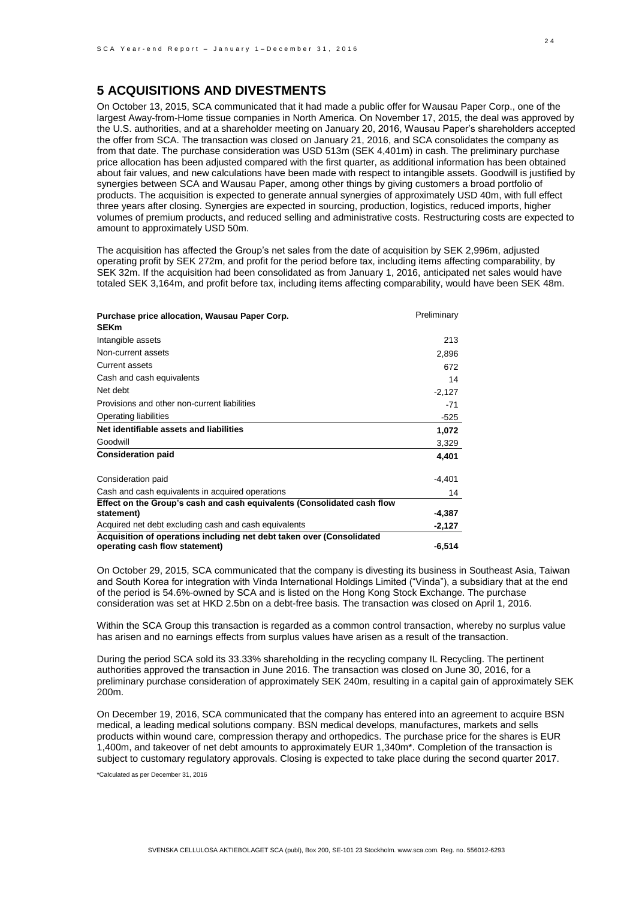## 5 ACQUISITIONS AND DIVESTMENTS

On October 13, 2015, SCA communicated that it had made a public offer for Wausau Paper Corp., one of the largest Away-from-Home tissue companies in North America. On November 17, 2015, the deal was approved by the U.S. authorities, and at a shareholder meeting on January 20, 2016, Wausau Paper's shareholders accepted the offer from SCA. The transaction was closed on January 21, 2016, and SCA consolidates the company as from that date. The purchase consideration was USD 513m (SEK 4,401m) in cash. The preliminary purchase price allocation has been adjusted compared with the first quarter, as additional information has been obtained about fair values, and new calculations have been made with respect to intangible assets. Goodwill is justified by synergies between SCA and Wausau Paper, among other things by giving customers a broad portfolio of products. The acquisition is expected to generate annual synergies of approximately USD 40m, with full effect three years after closing. Synergies are expected in sourcing, production, logistics, reduced imports, higher volumes of premium products, and reduced selling and administrative costs. Restructuring costs are expected to amount to approximately USD 50m.

The acquisition has affected the Group's net sales from the date of acquisition by SEK 2,996m, adjusted operating profit by SEK 272m, and profit for the period before tax, including items affecting comparability, by SEK 32m. If the acquisition had been consolidated as from January 1, 2016, anticipated net sales would have totaled SEK 3,164m, and profit before tax, including items affecting comparability, would have been SEK 48m.

| **Purchase price allocation, Wausau Paper Corp.** **SEKm** | Preliminary |
|---|---|
| Intangible assets | 213 |
| Non-current assets | 2,896 |
| Current assets | 672 |
| Cash and cash equivalents | 14 |
| Net debt | -2,127 |
| Provisions and other non-current liabilities | -71 |
| Operating liabilities | -525 |
| **Net identifiable assets and liabilities** | **1,072** |
| Goodwill | 3,329 |
| **Consideration paid** | **4,401** |
| | |
| Consideration paid | -4,401 |
| Cash and cash equivalents in acquired operations | 14 |
| **Effect on the Group's cash and cash equivalents (Consolidated cash flow statement)** | **-4,387** |
| Acquired net debt excluding cash and cash equivalents | **-2,127** |
| **Acquisition of operations including net debt taken over (Consolidated operating cash flow statement)** | **-6,514** |

On October 29, 2015, SCA communicated that the company is divesting its business in Southeast Asia, Taiwan and South Korea for integration with Vinda International Holdings Limited ("Vinda"), a subsidiary that at the end of the period is 54.6%-owned by SCA and is listed on the Hong Kong Stock Exchange. The purchase consideration was set at HKD 2.5bn on a debt-free basis. The transaction was closed on April 1, 2016.

Within the SCA Group this transaction is regarded as a common control transaction, whereby no surplus value has arisen and no earnings effects from surplus values have arisen as a result of the transaction.

During the period SCA sold its 33.33% shareholding in the recycling company IL Recycling. The pertinent authorities approved the transaction in June 2016. The transaction was closed on June 30, 2016, for a preliminary purchase consideration of approximately SEK 240m, resulting in a capital gain of approximately SEK 200m.

On December 19, 2016, SCA communicated that the company has entered into an agreement to acquire BSN medical, a leading medical solutions company. BSN medical develops, manufactures, markets and sells products within wound care, compression therapy and orthopedics. The purchase price for the shares is EUR 1,400m, and takeover of net debt amounts to approximately EUR 1,340m*. Completion of the transaction is subject to customary regulatory approvals. Closing is expected to take place during the second quarter 2017.

*Calculated as per December 31, 2016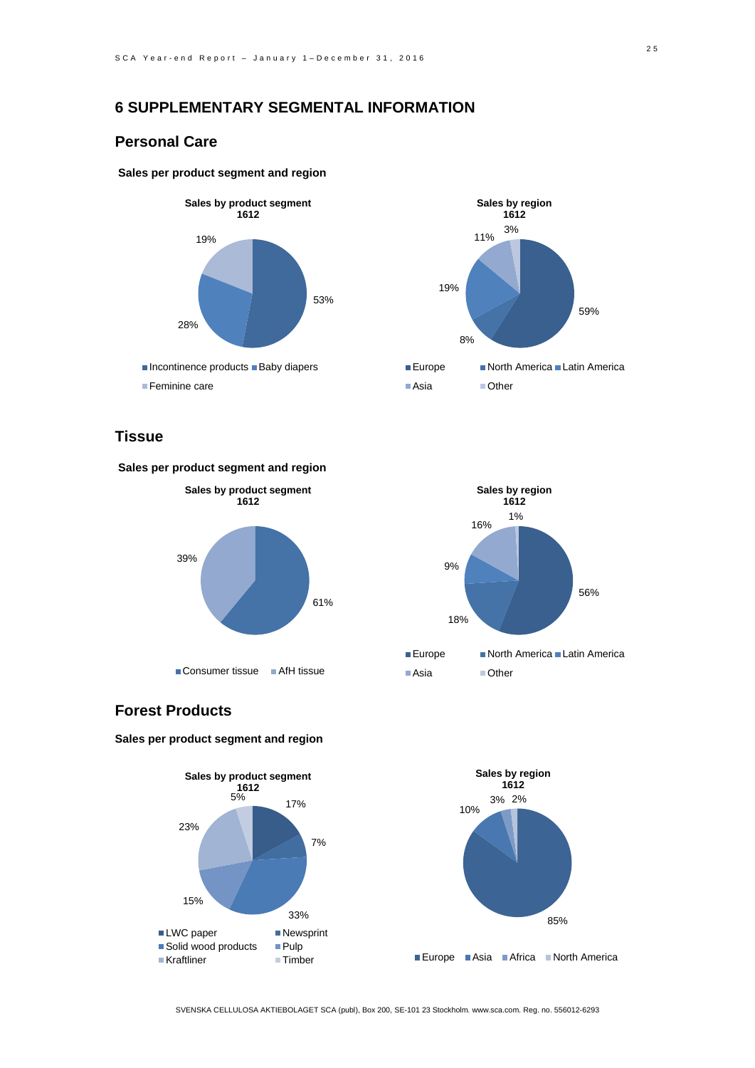## 6 SUPPLEMENTARY SEGMENTAL INFORMATION

### Personal Care

**Sales per product segment and region**

**Sales by product segment 1612**

- Incontinence products: 53%
- Baby diapers: 28%
- Feminine care: 19%

**Sales by region 1612**

- Europe: 59%
- North America: 8%
- Latin America: 19%
- Asia: 11%
- Other: 3%

### Tissue

**Sales per product segment and region**

**Sales by product segment 1612**

- Consumer tissue: 61%
- AfH tissue: 39%

**Sales by region 1612**

- Europe: 56%
- North America: 18%
- Latin America: 9%
- Asia: 16%
- Other: 1%

### Forest Products

**Sales per product segment and region**

**Sales by product segment 1612**

- LWC paper: 17%
- Newsprint: 7%
- Solid wood products: 33%
- Pulp: 15%
- Kraftliner: 23%
- Timber: 5%

**Sales by region 1612**

- Europe: 85%
- Asia: 10%
- Africa: 3%
- North America: 2%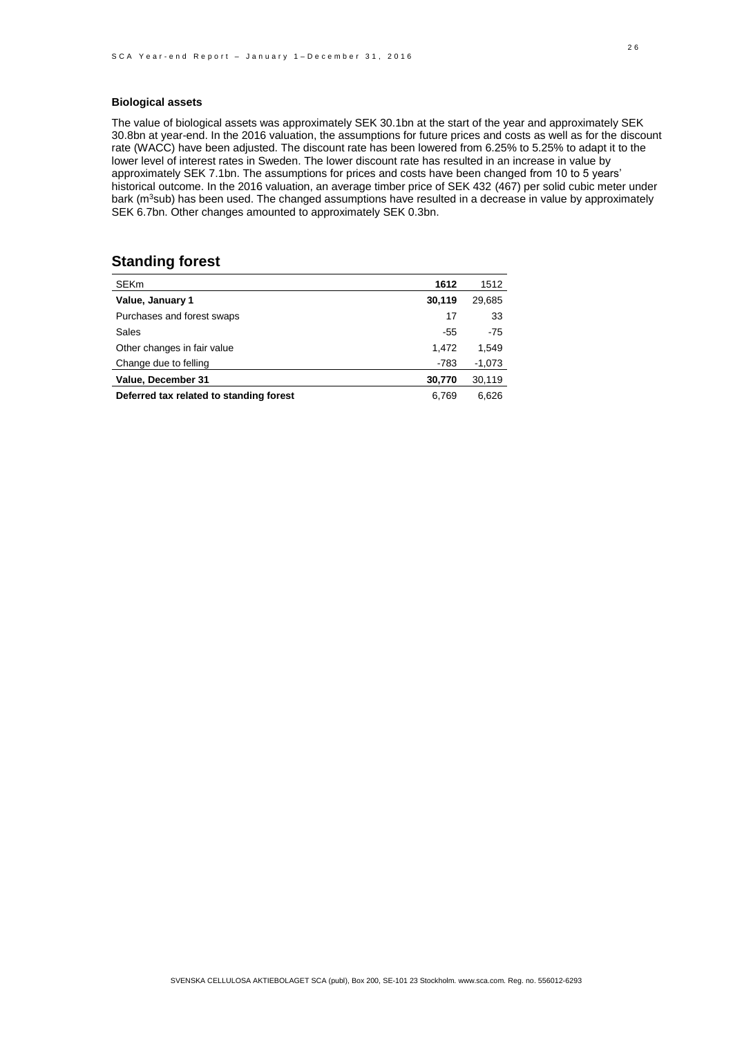**Biological assets**

The value of biological assets was approximately SEK 30.1bn at the start of the year and approximately SEK 30.8bn at year-end. In the 2016 valuation, the assumptions for future prices and costs as well as for the discount rate (WACC) have been adjusted. The discount rate has been lowered from 6.25% to 5.25% to adapt it to the lower level of interest rates in Sweden. The lower discount rate has resulted in an increase in value by approximately SEK 7.1bn. The assumptions for prices and costs have been changed from 10 to 5 years' historical outcome. In the 2016 valuation, an average timber price of SEK 432 (467) per solid cubic meter under bark ($m^3$sub) has been used. The changed assumptions have resulted in a decrease in value by approximately SEK 6.7bn. Other changes amounted to approximately SEK 0.3bn.

## Standing forest

| SEKm | **1612** | 1512 |
|---|---|---|
| **Value, January 1** | **30,119** | 29,685 |
| Purchases and forest swaps | 17 | 33 |
| Sales | -55 | -75 |
| Other changes in fair value | 1,472 | 1,549 |
| Change due to felling | -783 | -1,073 |
| **Value, December 31** | **30,770** | 30,119 |
| **Deferred tax related to standing forest** | 6,769 | 6,626 |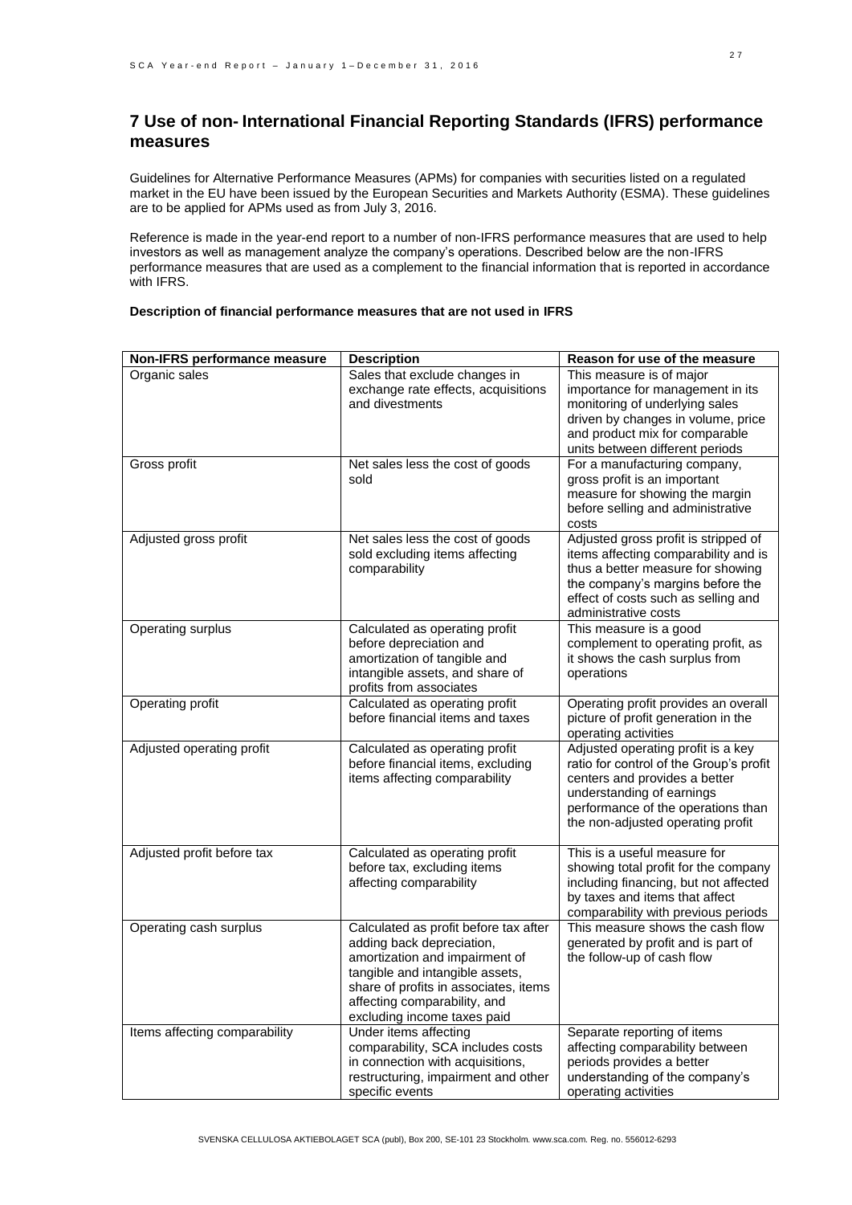## 7 Use of non- International Financial Reporting Standards (IFRS) performance measures

Guidelines for Alternative Performance Measures (APMs) for companies with securities listed on a regulated market in the EU have been issued by the European Securities and Markets Authority (ESMA). These guidelines are to be applied for APMs used as from July 3, 2016.

Reference is made in the year-end report to a number of non-IFRS performance measures that are used to help investors as well as management analyze the company's operations. Described below are the non-IFRS performance measures that are used as a complement to the financial information that is reported in accordance with IFRS.

**Description of financial performance measures that are not used in IFRS**

| Non-IFRS performance measure | Description | Reason for use of the measure |
|---|---|---|
| Organic sales | Sales that exclude changes in exchange rate effects, acquisitions and divestments | This measure is of major importance for management in its monitoring of underlying sales driven by changes in volume, price and product mix for comparable units between different periods |
| Gross profit | Net sales less the cost of goods sold | For a manufacturing company, gross profit is an important measure for showing the margin before selling and administrative costs |
| Adjusted gross profit | Net sales less the cost of goods sold excluding items affecting comparability | Adjusted gross profit is stripped of items affecting comparability and is thus a better measure for showing the company's margins before the effect of costs such as selling and administrative costs |
| Operating surplus | Calculated as operating profit before depreciation and amortization of tangible and intangible assets, and share of profits from associates | This measure is a good complement to operating profit, as it shows the cash surplus from operations |
| Operating profit | Calculated as operating profit before financial items and taxes | Operating profit provides an overall picture of profit generation in the operating activities |
| Adjusted operating profit | Calculated as operating profit before financial items, excluding items affecting comparability | Adjusted operating profit is a key ratio for control of the Group's profit centers and provides a better understanding of earnings performance of the operations than the non-adjusted operating profit |
| Adjusted profit before tax | Calculated as operating profit before tax, excluding items affecting comparability | This is a useful measure for showing total profit for the company including financing, but not affected by taxes and items that affect comparability with previous periods |
| Operating cash surplus | Calculated as profit before tax after adding back depreciation, amortization and impairment of tangible and intangible assets, share of profits in associates, items affecting comparability, and excluding income taxes paid | This measure shows the cash flow generated by profit and is part of the follow-up of cash flow |
| Items affecting comparability | Under items affecting comparability, SCA includes costs in connection with acquisitions, restructuring, impairment and other specific events | Separate reporting of items affecting comparability between periods provides a better understanding of the company's operating activities |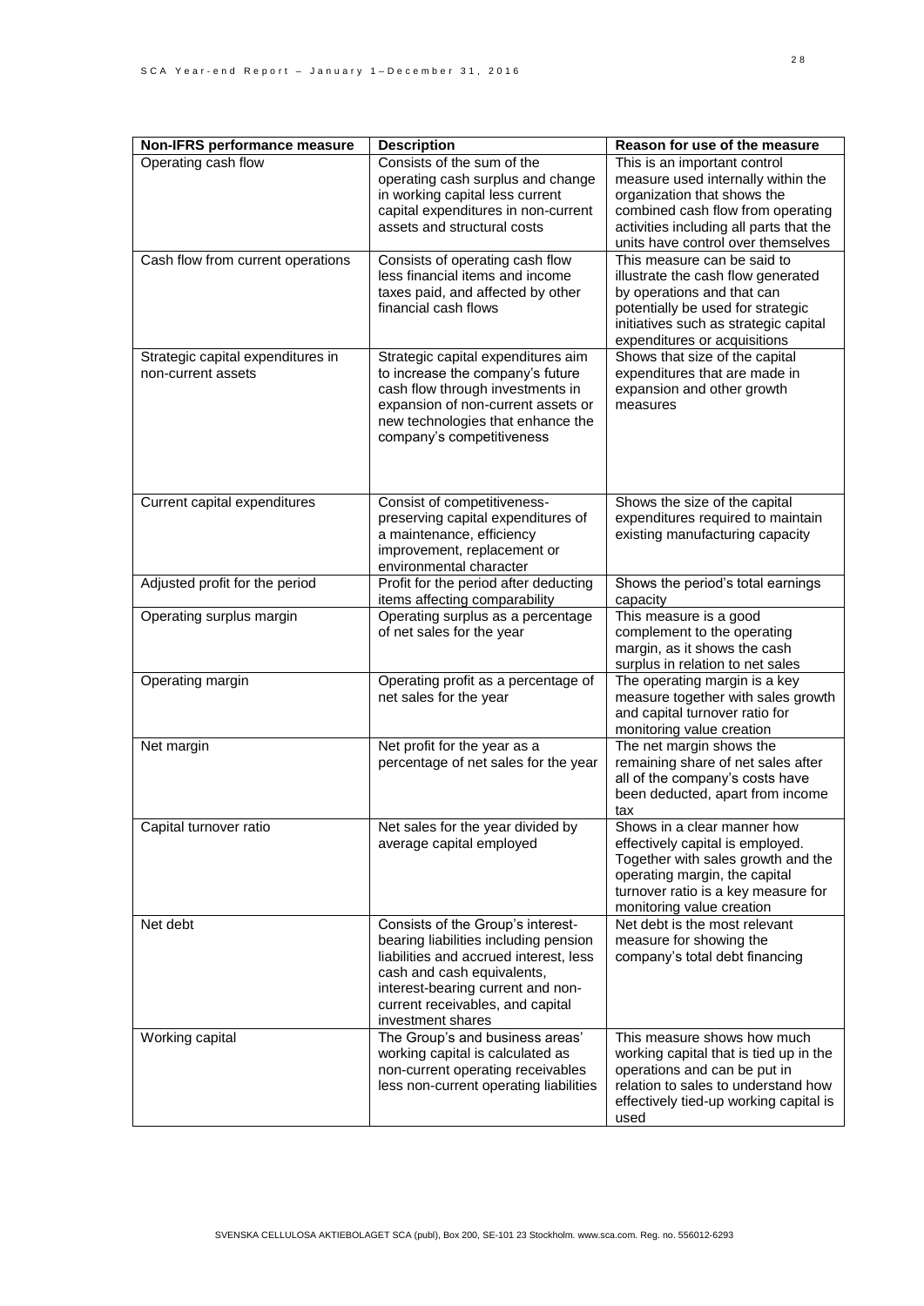| Non-IFRS performance measure | Description | Reason for use of the measure |
|---|---|---|
| Operating cash flow | Consists of the sum of the operating cash surplus and change in working capital less current capital expenditures in non-current assets and structural costs | This is an important control measure used internally within the organization that shows the combined cash flow from operating activities including all parts that the units have control over themselves |
| Cash flow from current operations | Consists of operating cash flow less financial items and income taxes paid, and affected by other financial cash flows | This measure can be said to illustrate the cash flow generated by operations and that can potentially be used for strategic initiatives such as strategic capital expenditures or acquisitions |
| Strategic capital expenditures in non-current assets | Strategic capital expenditures aim to increase the company's future cash flow through investments in expansion of non-current assets or new technologies that enhance the company's competitiveness | Shows that size of the capital expenditures that are made in expansion and other growth measures |
| Current capital expenditures | Consist of competitiveness-preserving capital expenditures of a maintenance, efficiency improvement, replacement or environmental character | Shows the size of the capital expenditures required to maintain existing manufacturing capacity |
| Adjusted profit for the period | Profit for the period after deducting items affecting comparability | Shows the period's total earnings capacity |
| Operating surplus margin | Operating surplus as a percentage of net sales for the year | This measure is a good complement to the operating margin, as it shows the cash surplus in relation to net sales |
| Operating margin | Operating profit as a percentage of net sales for the year | The operating margin is a key measure together with sales growth and capital turnover ratio for monitoring value creation |
| Net margin | Net profit for the year as a percentage of net sales for the year | The net margin shows the remaining share of net sales after all of the company's costs have been deducted, apart from income tax |
| Capital turnover ratio | Net sales for the year divided by average capital employed | Shows in a clear manner how effectively capital is employed. Together with sales growth and the operating margin, the capital turnover ratio is a key measure for monitoring value creation |
| Net debt | Consists of the Group's interest-bearing liabilities including pension liabilities and accrued interest, less cash and cash equivalents, interest-bearing current and non-current receivables, and capital investment shares | Net debt is the most relevant measure for showing the company's total debt financing |
| Working capital | The Group's and business areas' working capital is calculated as non-current operating receivables less non-current operating liabilities | This measure shows how much working capital that is tied up in the operations and can be put in relation to sales to understand how effectively tied-up working capital is used |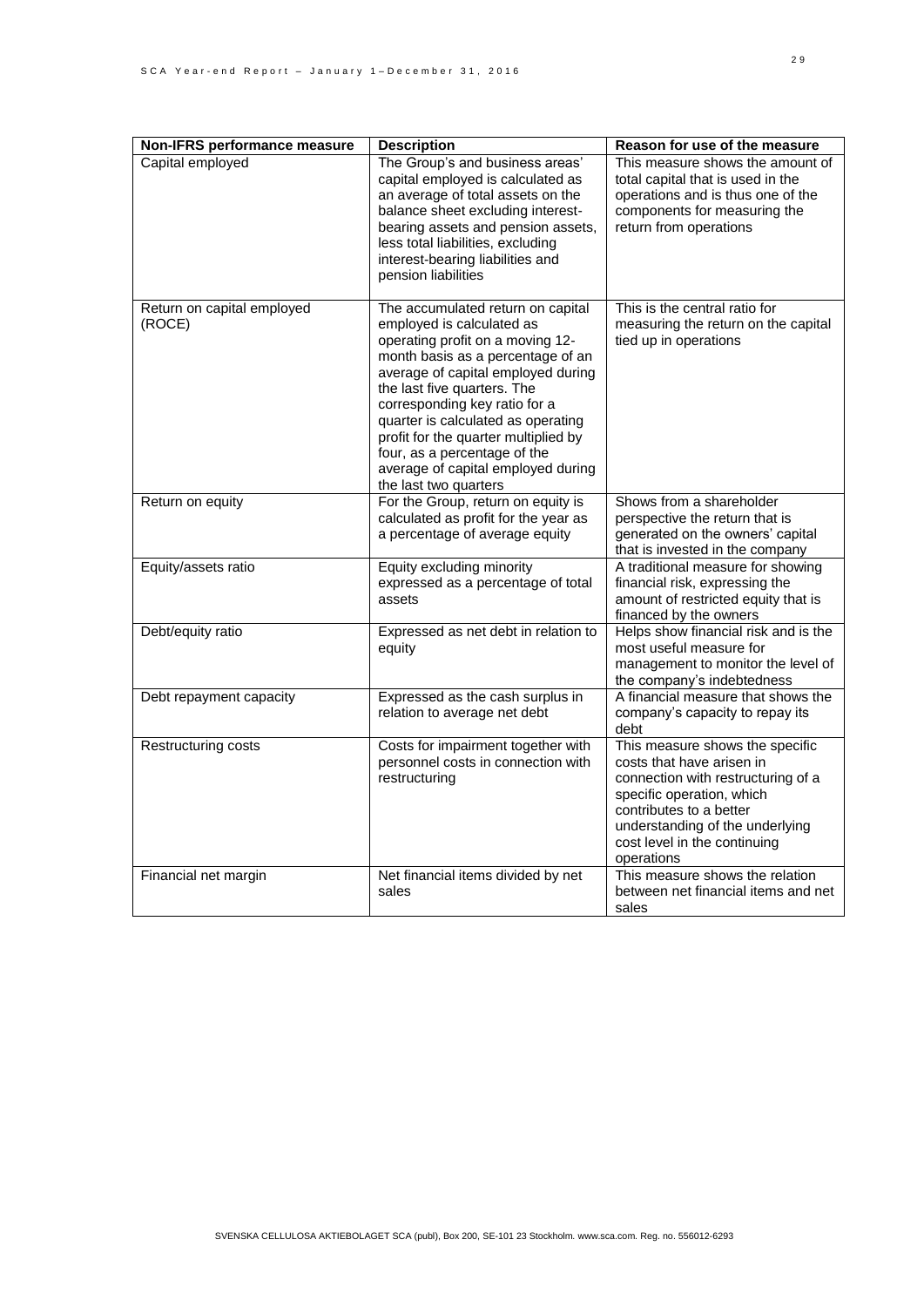| Non-IFRS performance measure | Description | Reason for use of the measure |
|---|---|---|
| Capital employed | The Group's and business areas' capital employed is calculated as an average of total assets on the balance sheet excluding interest-bearing assets and pension assets, less total liabilities, excluding interest-bearing liabilities and pension liabilities | This measure shows the amount of total capital that is used in the operations and is thus one of the components for measuring the return from operations |
| Return on capital employed (ROCE) | The accumulated return on capital employed is calculated as operating profit on a moving 12-month basis as a percentage of an average of capital employed during the last five quarters. The corresponding key ratio for a quarter is calculated as operating profit for the quarter multiplied by four, as a percentage of the average of capital employed during the last two quarters | This is the central ratio for measuring the return on the capital tied up in operations |
| Return on equity | For the Group, return on equity is calculated as profit for the year as a percentage of average equity | Shows from a shareholder perspective the return that is generated on the owners' capital that is invested in the company |
| Equity/assets ratio | Equity excluding minority expressed as a percentage of total assets | A traditional measure for showing financial risk, expressing the amount of restricted equity that is financed by the owners |
| Debt/equity ratio | Expressed as net debt in relation to equity | Helps show financial risk and is the most useful measure for management to monitor the level of the company's indebtedness |
| Debt repayment capacity | Expressed as the cash surplus in relation to average net debt | A financial measure that shows the company's capacity to repay its debt |
| Restructuring costs | Costs for impairment together with personnel costs in connection with restructuring | This measure shows the specific costs that have arisen in connection with restructuring of a specific operation, which contributes to a better understanding of the underlying cost level in the continuing operations |
| Financial net margin | Net financial items divided by net sales | This measure shows the relation between net financial items and net sales |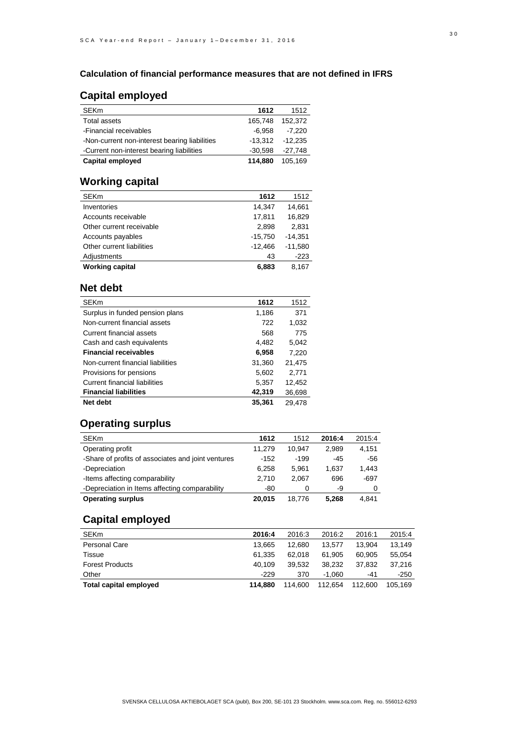### Calculation of financial performance measures that are not defined in IFRS

## Capital employed

| SEKm | **1612** | 1512 |
|---|---|---|
| Total assets | 165,748 | 152,372 |
| -Financial receivables | -6,958 | -7,220 |
| -Non-current non-interest bearing liabilities | -13,312 | -12,235 |
| -Current non-interest bearing liabilities | -30,598 | -27,748 |
| **Capital employed** | **114,880** | 105,169 |

## Working capital

| SEKm | **1612** | 1512 |
|---|---|---|
| Inventories | 14,347 | 14,661 |
| Accounts receivable | 17,811 | 16,829 |
| Other current receivable | 2,898 | 2,831 |
| Accounts payables | -15,750 | -14,351 |
| Other current liabilities | -12,466 | -11,580 |
| Adjustments | 43 | -223 |
| **Working capital** | **6,883** | 8,167 |

## Net debt

| SEKm | **1612** | 1512 |
|---|---|---|
| Surplus in funded pension plans | 1,186 | 371 |
| Non-current financial assets | 722 | 1,032 |
| Current financial assets | 568 | 775 |
| Cash and cash equivalents | 4,482 | 5,042 |
| **Financial receivables** | **6,958** | 7,220 |
| Non-current financial liabilities | 31,360 | 21,475 |
| Provisions for pensions | 5,602 | 2,771 |
| Current financial liabilities | 5,357 | 12,452 |
| **Financial liabilities** | **42,319** | 36,698 |
| **Net debt** | **35,361** | 29,478 |

## Operating surplus

| SEKm | **1612** | 1512 | **2016:4** | 2015:4 |
|---|---|---|---|---|
| Operating profit | 11,279 | 10,947 | 2,989 | 4,151 |
| -Share of profits of associates and joint ventures | -152 | -199 | -45 | -56 |
| -Depreciation | 6,258 | 5,961 | 1,637 | 1,443 |
| -Items affecting comparability | 2,710 | 2,067 | 696 | -697 |
| -Depreciation in Items affecting comparability | -80 | 0 | -9 | 0 |
| **Operating surplus** | **20,015** | 18,776 | **5,268** | 4,841 |

## Capital employed

| SEKm | **2016:4** | 2016:3 | 2016:2 | 2016:1 | 2015:4 |
|---|---|---|---|---|---|
| Personal Care | 13,665 | 12,680 | 13,577 | 13,904 | 13,149 |
| Tissue | 61,335 | 62,018 | 61,905 | 60,905 | 55,054 |
| Forest Products | 40,109 | 39,532 | 38,232 | 37,832 | 37,216 |
| Other | -229 | 370 | -1,060 | -41 | -250 |
| **Total capital employed** | **114,880** | 114,600 | 112,654 | 112,600 | 105,169 |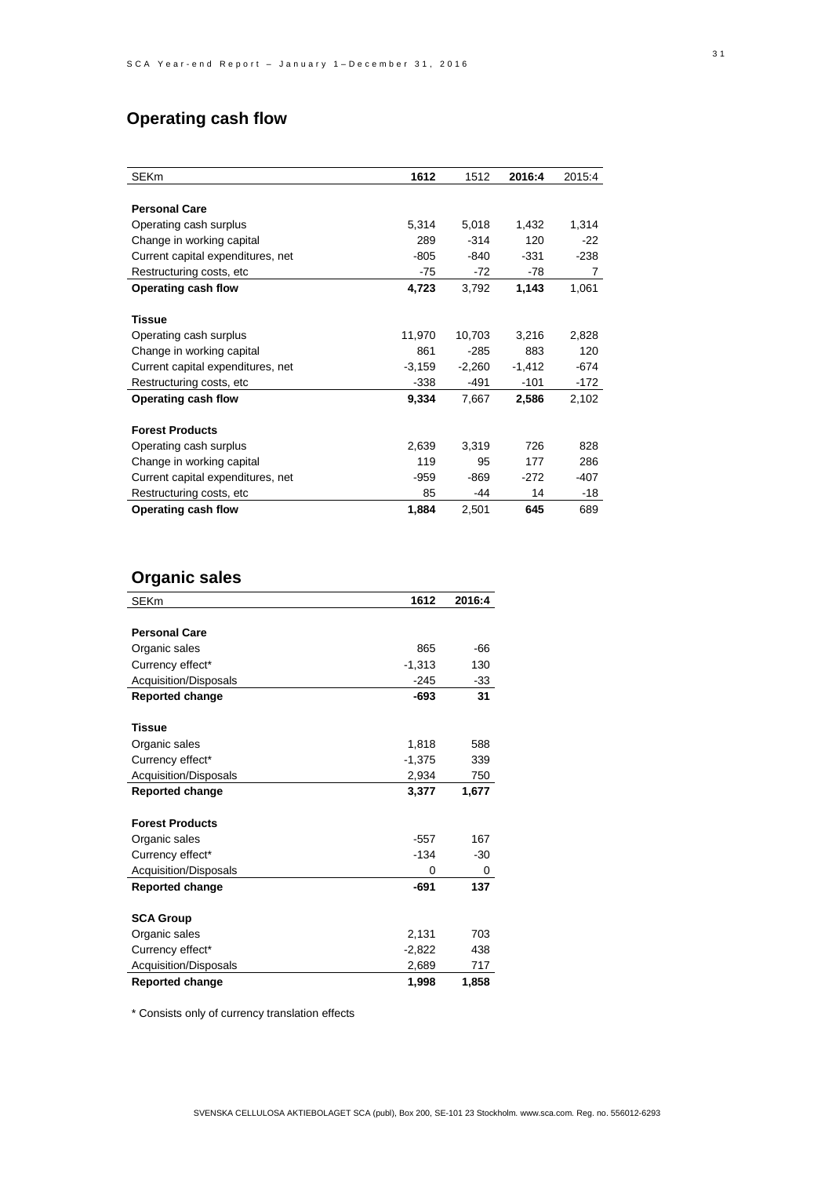## Operating cash flow

| SEKm | 1612 | 1512 | 2016:4 | 2015:4 |
|---|---|---|---|---|
| **Personal Care** | | | | |
| Operating cash surplus | 5,314 | 5,018 | 1,432 | 1,314 |
| Change in working capital | 289 | -314 | 120 | -22 |
| Current capital expenditures, net | -805 | -840 | -331 | -238 |
| Restructuring costs, etc | -75 | -72 | -78 | 7 |
| **Operating cash flow** | **4,723** | 3,792 | **1,143** | 1,061 |
| **Tissue** | | | | |
| Operating cash surplus | 11,970 | 10,703 | 3,216 | 2,828 |
| Change in working capital | 861 | -285 | 883 | 120 |
| Current capital expenditures, net | -3,159 | -2,260 | -1,412 | -674 |
| Restructuring costs, etc | -338 | -491 | -101 | -172 |
| **Operating cash flow** | **9,334** | 7,667 | **2,586** | 2,102 |
| **Forest Products** | | | | |
| Operating cash surplus | 2,639 | 3,319 | 726 | 828 |
| Change in working capital | 119 | 95 | 177 | 286 |
| Current capital expenditures, net | -959 | -869 | -272 | -407 |
| Restructuring costs, etc | 85 | -44 | 14 | -18 |
| **Operating cash flow** | **1,884** | 2,501 | **645** | 689 |

## Organic sales

| SEKm | 1612 | 2016:4 |
|---|---|---|
| **Personal Care** | | |
| Organic sales | 865 | -66 |
| Currency effect* | -1,313 | 130 |
| Acquisition/Disposals | -245 | -33 |
| **Reported change** | **-693** | **31** |
| **Tissue** | | |
| Organic sales | 1,818 | 588 |
| Currency effect* | -1,375 | 339 |
| Acquisition/Disposals | 2,934 | 750 |
| **Reported change** | **3,377** | **1,677** |
| **Forest Products** | | |
| Organic sales | -557 | 167 |
| Currency effect* | -134 | -30 |
| Acquisition/Disposals | 0 | 0 |
| **Reported change** | **-691** | **137** |
| **SCA Group** | | |
| Organic sales | 2,131 | 703 |
| Currency effect* | -2,822 | 438 |
| Acquisition/Disposals | 2,689 | 717 |
| **Reported change** | **1,998** | **1,858** |

\* Consists only of currency translation effects

SVENSKA CELLULOSA AKTIEBOLAGET SCA (publ), Box 200, SE-101 23 Stockholm. www.sca.com. Reg. no. 556012-6293